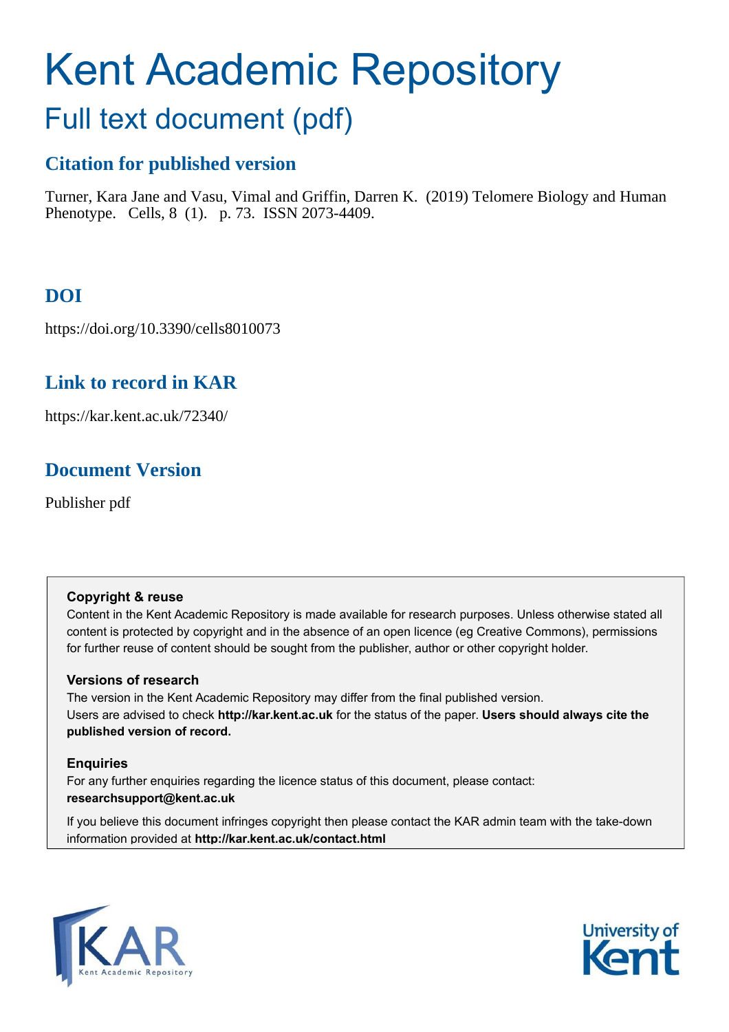# Kent Academic Repository

## Full text document (pdf)

### Citation for published version

Turner, Kara Jane and Vasu, Vimal and Griffin, Darren K. (2019) Telomere Biology and Human Phenotype. Cells, 8 (1). p. 73. ISSN 2073-4409.

### DOI

https://doi.org/10.3390/cells8010073

### Link to record in KAR

https://kar.kent.ac.uk/72340/

### Document Version

Publisher pdf

**Copyright & reuse**

Content in the Kent Academic Repository is made available for research purposes. Unless otherwise stated all content is protected by copyright and in the absence of an open licence (eg Creative Commons), permissions for further reuse of content should be sought from the publisher, author or other copyright holder.

**Versions of research**

The version in the Kent Academic Repository may differ from the final published version. Users are advised to check **http://kar.kent.ac.uk** for the status of the paper. **Users should always cite the published version of record.**

**Enquiries**

For any further enquiries regarding the licence status of this document, please contact: **researchsupport@kent.ac.uk**

If you believe this document infringes copyright then please contact the KAR admin team with the take-down information provided at **http://kar.kent.ac.uk/contact.html**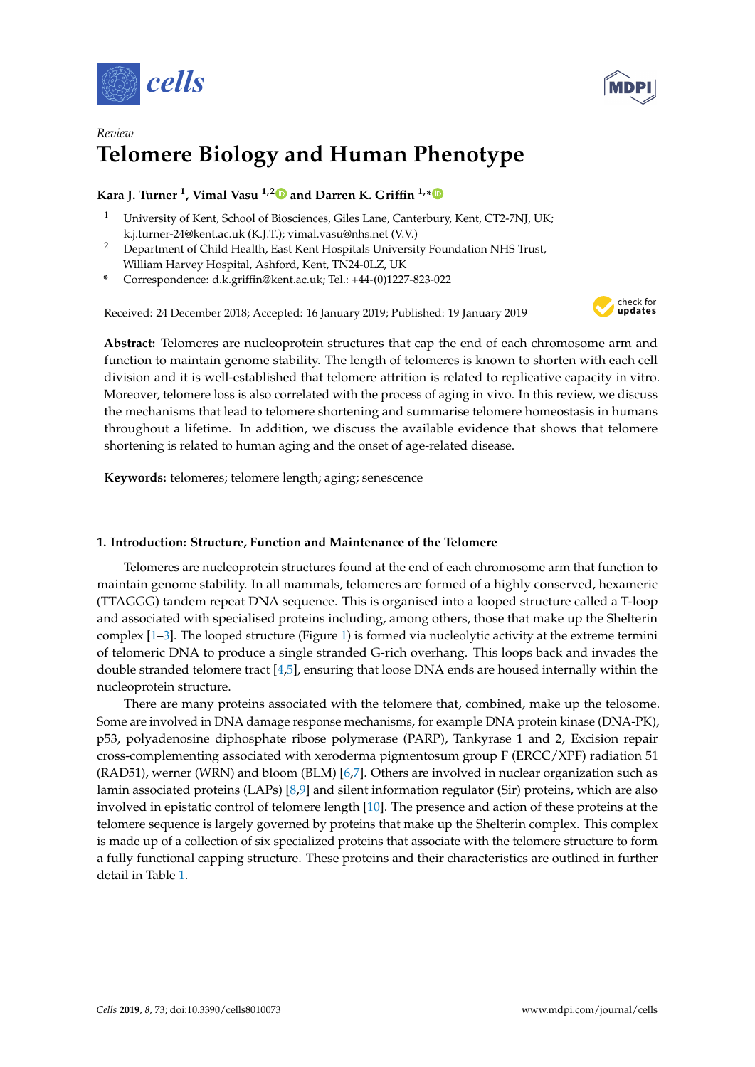Review

# Telomere Biology and Human Phenotype

**Kara J. Turner [1], Vimal Vasu [1,2] and Darren K. Griffin [1,*]**

[1] University of Kent, School of Biosciences, Giles Lane, Canterbury, Kent, CT2-7NJ, UK; k.j.turner-24@kent.ac.uk (K.J.T.); vimal.vasu@nhs.net (V.V.)

[2] Department of Child Health, East Kent Hospitals University Foundation NHS Trust, William Harvey Hospital, Ashford, Kent, TN24-0LZ, UK

[*] Correspondence: d.k.griffin@kent.ac.uk; Tel.: +44-(0)1227-823-022

Received: 24 December 2018; Accepted: 16 January 2019; Published: 19 January 2019

**Abstract:** Telomeres are nucleoprotein structures that cap the end of each chromosome arm and function to maintain genome stability. The length of telomeres is known to shorten with each cell division and it is well-established that telomere attrition is related to replicative capacity in vitro. Moreover, telomere loss is also correlated with the process of aging in vivo. In this review, we discuss the mechanisms that lead to telomere shortening and summarise telomere homeostasis in humans throughout a lifetime. In addition, we discuss the available evidence that shows that telomere shortening is related to human aging and the onset of age-related disease.

**Keywords:** telomeres; telomere length; aging; senescence

## 1. Introduction: Structure, Function and Maintenance of the Telomere

Telomeres are nucleoprotein structures found at the end of each chromosome arm that function to maintain genome stability. In all mammals, telomeres are formed of a highly conserved, hexameric (TTAGGG) tandem repeat DNA sequence. This is organised into a looped structure called a T-loop and associated with specialised proteins including, among others, those that make up the Shelterin complex [1–3]. The looped structure (Figure 1) is formed via nucleolytic activity at the extreme termini of telomeric DNA to produce a single stranded G-rich overhang. This loops back and invades the double stranded telomere tract [4,5], ensuring that loose DNA ends are housed internally within the nucleoprotein structure.

There are many proteins associated with the telomere that, combined, make up the telosome. Some are involved in DNA damage response mechanisms, for example DNA protein kinase (DNA-PK), p53, polyadenosine diphosphate ribose polymerase (PARP), Tankyrase 1 and 2, Excision repair cross-complementing associated with xeroderma pigmentosum group F (ERCC/XPF) radiation 51 (RAD51), werner (WRN) and bloom (BLM) [6,7]. Others are involved in nuclear organization such as lamin associated proteins (LAPs) [8,9] and silent information regulator (Sir) proteins, which are also involved in epistatic control of telomere length [10]. The presence and action of these proteins at the telomere sequence is largely governed by proteins that make up the Shelterin complex. This complex is made up of a collection of six specialized proteins that associate with the telomere structure to form a fully functional capping structure. These proteins and their characteristics are outlined in further detail in Table 1.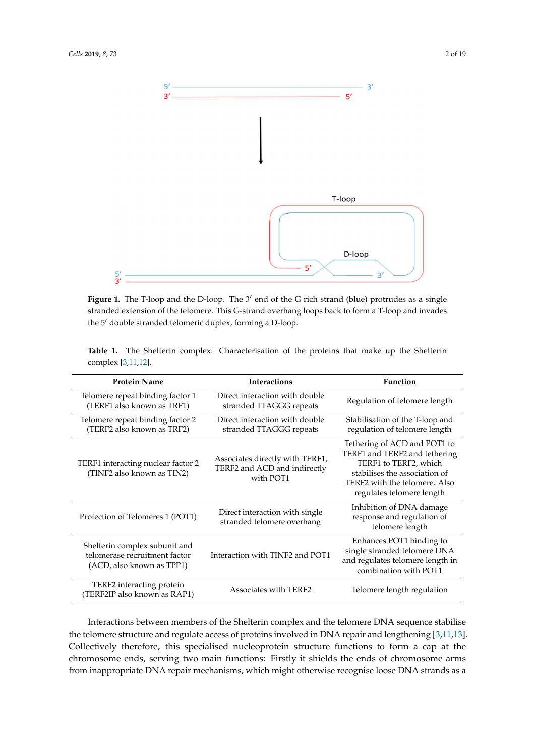**Figure 1.** The T-loop and the D-loop. The 3′ end of the G rich strand (blue) protrudes as a single stranded extension of the telomere. This G-strand overhang loops back to form a T-loop and invades the 5′ double stranded telomeric duplex, forming a D-loop.

**Table 1.** The Shelterin complex: Characterisation of the proteins that make up the Shelterin complex [3,11,12].

| Protein Name | Interactions | Function |
|---|---|---|
| Telomere repeat binding factor 1 (TERF1 also known as TRF1) | Direct interaction with double stranded TTAGGG repeats | Regulation of telomere length |
| Telomere repeat binding factor 2 (TERF2 also known as TRF2) | Direct interaction with double stranded TTAGGG repeats | Stabilisation of the T-loop and regulation of telomere length |
| TERF1 interacting nuclear factor 2 (TINF2 also known as TIN2) | Associates directly with TERF1, TERF2 and ACD and indirectly with POT1 | Tethering of ACD and POT1 to TERF1 and TERF2 and tethering TERF1 to TERF2, which stabilises the association of TERF2 with the telomere. Also regulates telomere length |
| Protection of Telomeres 1 (POT1) | Direct interaction with single stranded telomere overhang | Inhibition of DNA damage response and regulation of telomere length |
| Shelterin complex subunit and telomerase recruitment factor (ACD, also known as TPP1) | Interaction with TINF2 and POT1 | Enhances POT1 binding to single stranded telomere DNA and regulates telomere length in combination with POT1 |
| TERF2 interacting protein (TERF2IP also known as RAP1) | Associates with TERF2 | Telomere length regulation |

Interactions between members of the Shelterin complex and the telomere DNA sequence stabilise the telomere structure and regulate access of proteins involved in DNA repair and lengthening [3,11,13]. Collectively therefore, this specialised nucleoprotein structure functions to form a cap at the chromosome ends, serving two main functions: Firstly it shields the ends of chromosome arms from inappropriate DNA repair mechanisms, which might otherwise recognise loose DNA strands as a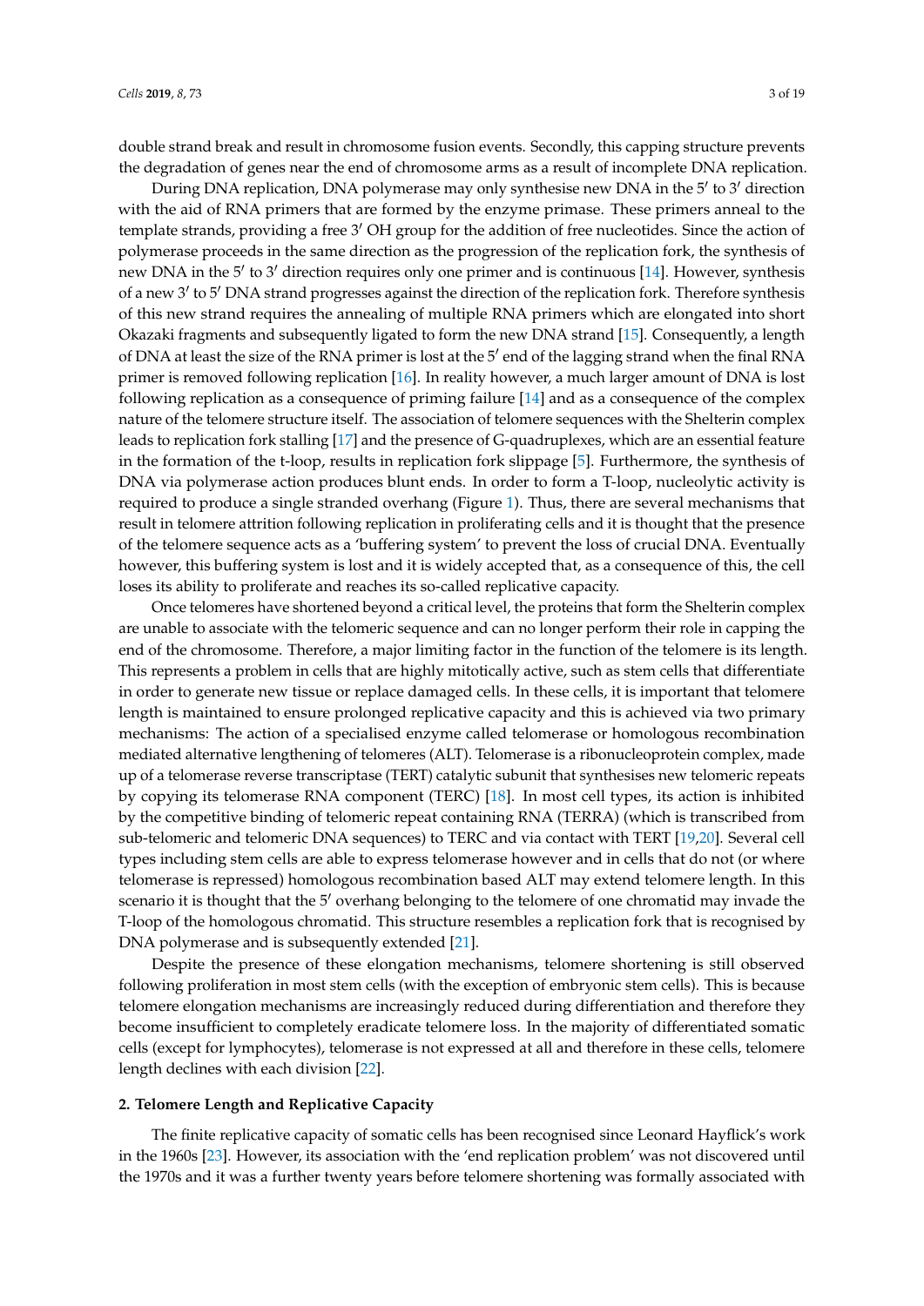double strand break and result in chromosome fusion events. Secondly, this capping structure prevents the degradation of genes near the end of chromosome arms as a result of incomplete DNA replication.

During DNA replication, DNA polymerase may only synthesise new DNA in the 5′ to 3′ direction with the aid of RNA primers that are formed by the enzyme primase. These primers anneal to the template strands, providing a free 3′ OH group for the addition of free nucleotides. Since the action of polymerase proceeds in the same direction as the progression of the replication fork, the synthesis of new DNA in the 5′ to 3′ direction requires only one primer and is continuous [14]. However, synthesis of a new 3′ to 5′ DNA strand progresses against the direction of the replication fork. Therefore synthesis of this new strand requires the annealing of multiple RNA primers which are elongated into short Okazaki fragments and subsequently ligated to form the new DNA strand [15]. Consequently, a length of DNA at least the size of the RNA primer is lost at the 5′ end of the lagging strand when the final RNA primer is removed following replication [16]. In reality however, a much larger amount of DNA is lost following replication as a consequence of priming failure [14] and as a consequence of the complex nature of the telomere structure itself. The association of telomere sequences with the Shelterin complex leads to replication fork stalling [17] and the presence of G-quadruplexes, which are an essential feature in the formation of the t-loop, results in replication fork slippage [5]. Furthermore, the synthesis of DNA via polymerase action produces blunt ends. In order to form a T-loop, nucleolytic activity is required to produce a single stranded overhang (Figure 1). Thus, there are several mechanisms that result in telomere attrition following replication in proliferating cells and it is thought that the presence of the telomere sequence acts as a 'buffering system' to prevent the loss of crucial DNA. Eventually however, this buffering system is lost and it is widely accepted that, as a consequence of this, the cell loses its ability to proliferate and reaches its so-called replicative capacity.

Once telomeres have shortened beyond a critical level, the proteins that form the Shelterin complex are unable to associate with the telomeric sequence and can no longer perform their role in capping the end of the chromosome. Therefore, a major limiting factor in the function of the telomere is its length. This represents a problem in cells that are highly mitotically active, such as stem cells that differentiate in order to generate new tissue or replace damaged cells. In these cells, it is important that telomere length is maintained to ensure prolonged replicative capacity and this is achieved via two primary mechanisms: The action of a specialised enzyme called telomerase or homologous recombination mediated alternative lengthening of telomeres (ALT). Telomerase is a ribonucleoprotein complex, made up of a telomerase reverse transcriptase (TERT) catalytic subunit that synthesises new telomeric repeats by copying its telomerase RNA component (TERC) [18]. In most cell types, its action is inhibited by the competitive binding of telomeric repeat containing RNA (TERRA) (which is transcribed from sub-telomeric and telomeric DNA sequences) to TERC and via contact with TERT [19,20]. Several cell types including stem cells are able to express telomerase however and in cells that do not (or where telomerase is repressed) homologous recombination based ALT may extend telomere length. In this scenario it is thought that the 5′ overhang belonging to the telomere of one chromatid may invade the T-loop of the homologous chromatid. This structure resembles a replication fork that is recognised by DNA polymerase and is subsequently extended [21].

Despite the presence of these elongation mechanisms, telomere shortening is still observed following proliferation in most stem cells (with the exception of embryonic stem cells). This is because telomere elongation mechanisms are increasingly reduced during differentiation and therefore they become insufficient to completely eradicate telomere loss. In the majority of differentiated somatic cells (except for lymphocytes), telomerase is not expressed at all and therefore in these cells, telomere length declines with each division [22].

## 2. Telomere Length and Replicative Capacity

The finite replicative capacity of somatic cells has been recognised since Leonard Hayflick's work in the 1960s [23]. However, its association with the 'end replication problem' was not discovered until the 1970s and it was a further twenty years before telomere shortening was formally associated with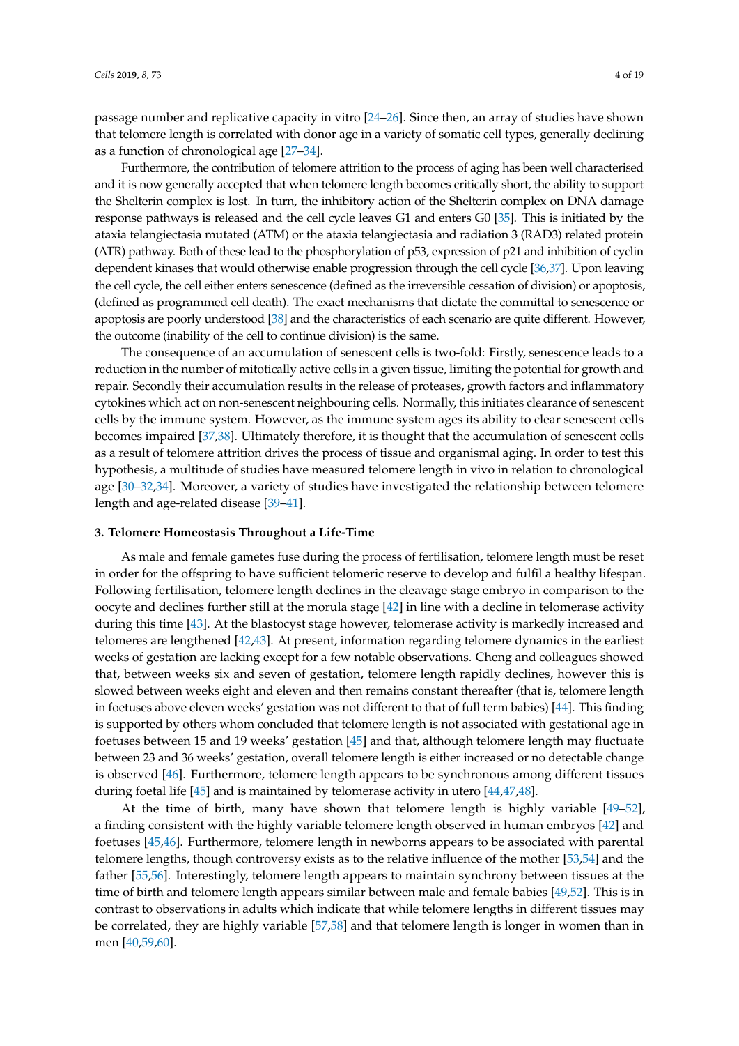passage number and replicative capacity in vitro [24–26]. Since then, an array of studies have shown that telomere length is correlated with donor age in a variety of somatic cell types, generally declining as a function of chronological age [27–34].

Furthermore, the contribution of telomere attrition to the process of aging has been well characterised and it is now generally accepted that when telomere length becomes critically short, the ability to support the Shelterin complex is lost. In turn, the inhibitory action of the Shelterin complex on DNA damage response pathways is released and the cell cycle leaves G1 and enters G0 [35]. This is initiated by the ataxia telangiectasia mutated (ATM) or the ataxia telangiectasia and radiation 3 (RAD3) related protein (ATR) pathway. Both of these lead to the phosphorylation of p53, expression of p21 and inhibition of cyclin dependent kinases that would otherwise enable progression through the cell cycle [36,37]. Upon leaving the cell cycle, the cell either enters senescence (defined as the irreversible cessation of division) or apoptosis, (defined as programmed cell death). The exact mechanisms that dictate the committal to senescence or apoptosis are poorly understood [38] and the characteristics of each scenario are quite different. However, the outcome (inability of the cell to continue division) is the same.

The consequence of an accumulation of senescent cells is two-fold: Firstly, senescence leads to a reduction in the number of mitotically active cells in a given tissue, limiting the potential for growth and repair. Secondly their accumulation results in the release of proteases, growth factors and inflammatory cytokines which act on non-senescent neighbouring cells. Normally, this initiates clearance of senescent cells by the immune system. However, as the immune system ages its ability to clear senescent cells becomes impaired [37,38]. Ultimately therefore, it is thought that the accumulation of senescent cells as a result of telomere attrition drives the process of tissue and organismal aging. In order to test this hypothesis, a multitude of studies have measured telomere length in vivo in relation to chronological age [30–32,34]. Moreover, a variety of studies have investigated the relationship between telomere length and age-related disease [39–41].

## 3. Telomere Homeostasis Throughout a Life-Time

As male and female gametes fuse during the process of fertilisation, telomere length must be reset in order for the offspring to have sufficient telomeric reserve to develop and fulfil a healthy lifespan. Following fertilisation, telomere length declines in the cleavage stage embryo in comparison to the oocyte and declines further still at the morula stage [42] in line with a decline in telomerase activity during this time [43]. At the blastocyst stage however, telomerase activity is markedly increased and telomeres are lengthened [42,43]. At present, information regarding telomere dynamics in the earliest weeks of gestation are lacking except for a few notable observations. Cheng and colleagues showed that, between weeks six and seven of gestation, telomere length rapidly declines, however this is slowed between weeks eight and eleven and then remains constant thereafter (that is, telomere length in foetuses above eleven weeks' gestation was not different to that of full term babies) [44]. This finding is supported by others whom concluded that telomere length is not associated with gestational age in foetuses between 15 and 19 weeks' gestation [45] and that, although telomere length may fluctuate between 23 and 36 weeks' gestation, overall telomere length is either increased or no detectable change is observed [46]. Furthermore, telomere length appears to be synchronous among different tissues during foetal life [45] and is maintained by telomerase activity in utero [44,47,48].

At the time of birth, many have shown that telomere length is highly variable [49–52], a finding consistent with the highly variable telomere length observed in human embryos [42] and foetuses [45,46]. Furthermore, telomere length in newborns appears to be associated with parental telomere lengths, though controversy exists as to the relative influence of the mother [53,54] and the father [55,56]. Interestingly, telomere length appears to maintain synchrony between tissues at the time of birth and telomere length appears similar between male and female babies [49,52]. This is in contrast to observations in adults which indicate that while telomere lengths in different tissues may be correlated, they are highly variable [57,58] and that telomere length is longer in women than in men [40,59,60].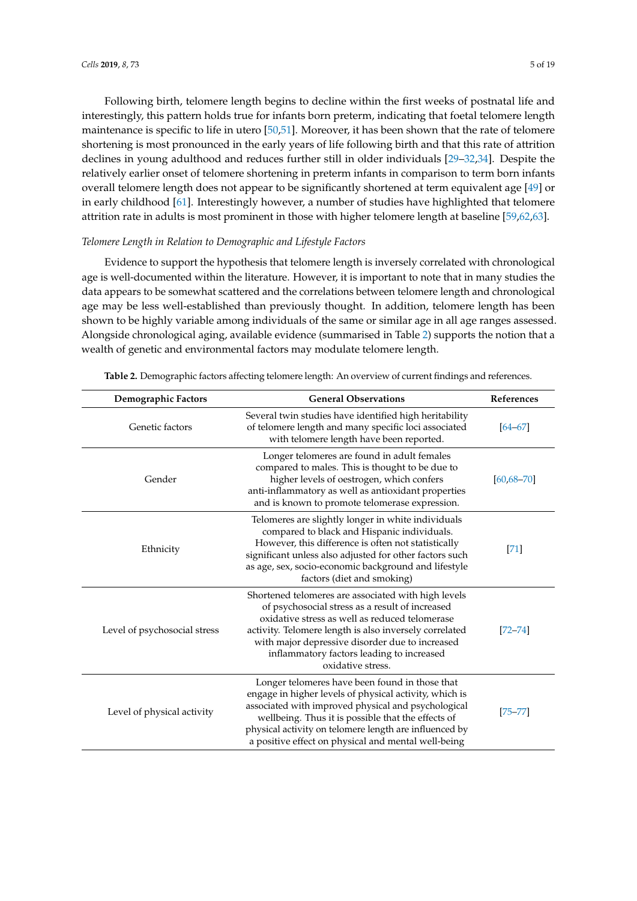Following birth, telomere length begins to decline within the first weeks of postnatal life and interestingly, this pattern holds true for infants born preterm, indicating that foetal telomere length maintenance is specific to life in utero [50,51]. Moreover, it has been shown that the rate of telomere shortening is most pronounced in the early years of life following birth and that this rate of attrition declines in young adulthood and reduces further still in older individuals [29–32,34]. Despite the relatively earlier onset of telomere shortening in preterm infants in comparison to term born infants overall telomere length does not appear to be significantly shortened at term equivalent age [49] or in early childhood [61]. Interestingly however, a number of studies have highlighted that telomere attrition rate in adults is most prominent in those with higher telomere length at baseline [59,62,63].

*Telomere Length in Relation to Demographic and Lifestyle Factors*

Evidence to support the hypothesis that telomere length is inversely correlated with chronological age is well-documented within the literature. However, it is important to note that in many studies the data appears to be somewhat scattered and the correlations between telomere length and chronological age may be less well-established than previously thought. In addition, telomere length has been shown to be highly variable among individuals of the same or similar age in all age ranges assessed. Alongside chronological aging, available evidence (summarised in Table 2) supports the notion that a wealth of genetic and environmental factors may modulate telomere length.

**Table 2.** Demographic factors affecting telomere length: An overview of current findings and references.

| Demographic Factors | General Observations | References |
| --- | --- | --- |
| Genetic factors | Several twin studies have identified high heritability of telomere length and many specific loci associated with telomere length have been reported. | [64–67] |
| Gender | Longer telomeres are found in adult females compared to males. This is thought to be due to higher levels of oestrogen, which confers anti-inflammatory as well as antioxidant properties and is known to promote telomerase expression. | [60,68–70] |
| Ethnicity | Telomeres are slightly longer in white individuals compared to black and Hispanic individuals. However, this difference is often not statistically significant unless also adjusted for other factors such as age, sex, socio-economic background and lifestyle factors (diet and smoking) | [71] |
| Level of psychosocial stress | Shortened telomeres are associated with high levels of psychosocial stress as a result of increased oxidative stress as well as reduced telomerase activity. Telomere length is also inversely correlated with major depressive disorder due to increased inflammatory factors leading to increased oxidative stress. | [72–74] |
| Level of physical activity | Longer telomeres have been found in those that engage in higher levels of physical activity, which is associated with improved physical and psychological wellbeing. Thus it is possible that the effects of physical activity on telomere length are influenced by a positive effect on physical and mental well-being | [75–77] |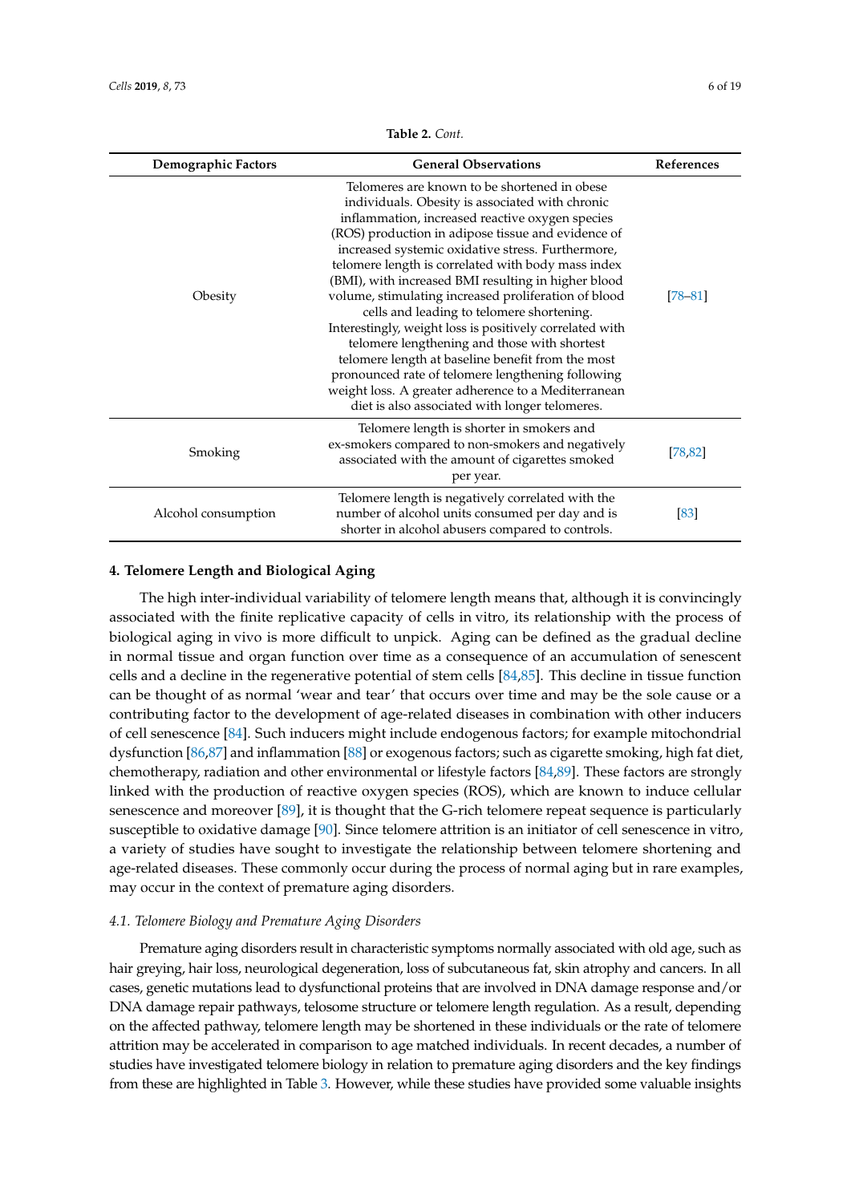**Table 2.** *Cont.*

| Demographic Factors | General Observations | References |
|---|---|---|
| Obesity | Telomeres are known to be shortened in obese individuals. Obesity is associated with chronic inflammation, increased reactive oxygen species (ROS) production in adipose tissue and evidence of increased systemic oxidative stress. Furthermore, telomere length is correlated with body mass index (BMI), with increased BMI resulting in higher blood volume, stimulating increased proliferation of blood cells and leading to telomere shortening. Interestingly, weight loss is positively correlated with telomere lengthening and those with shortest telomere length at baseline benefit from the most pronounced rate of telomere lengthening following weight loss. A greater adherence to a Mediterranean diet is also associated with longer telomeres. | [78–81] |
| Smoking | Telomere length is shorter in smokers and ex-smokers compared to non-smokers and negatively associated with the amount of cigarettes smoked per year. | [78,82] |
| Alcohol consumption | Telomere length is negatively correlated with the number of alcohol units consumed per day and is shorter in alcohol abusers compared to controls. | [83] |

## 4. Telomere Length and Biological Aging

The high inter-individual variability of telomere length means that, although it is convincingly associated with the finite replicative capacity of cells in vitro, its relationship with the process of biological aging in vivo is more difficult to unpick. Aging can be defined as the gradual decline in normal tissue and organ function over time as a consequence of an accumulation of senescent cells and a decline in the regenerative potential of stem cells [84,85]. This decline in tissue function can be thought of as normal 'wear and tear' that occurs over time and may be the sole cause or a contributing factor to the development of age-related diseases in combination with other inducers of cell senescence [84]. Such inducers might include endogenous factors; for example mitochondrial dysfunction [86,87] and inflammation [88] or exogenous factors; such as cigarette smoking, high fat diet, chemotherapy, radiation and other environmental or lifestyle factors [84,89]. These factors are strongly linked with the production of reactive oxygen species (ROS), which are known to induce cellular senescence and moreover [89], it is thought that the G-rich telomere repeat sequence is particularly susceptible to oxidative damage [90]. Since telomere attrition is an initiator of cell senescence in vitro, a variety of studies have sought to investigate the relationship between telomere shortening and age-related diseases. These commonly occur during the process of normal aging but in rare examples, may occur in the context of premature aging disorders.

### *4.1. Telomere Biology and Premature Aging Disorders*

Premature aging disorders result in characteristic symptoms normally associated with old age, such as hair greying, hair loss, neurological degeneration, loss of subcutaneous fat, skin atrophy and cancers. In all cases, genetic mutations lead to dysfunctional proteins that are involved in DNA damage response and/or DNA damage repair pathways, telosome structure or telomere length regulation. As a result, depending on the affected pathway, telomere length may be shortened in these individuals or the rate of telomere attrition may be accelerated in comparison to age matched individuals. In recent decades, a number of studies have investigated telomere biology in relation to premature aging disorders and the key findings from these are highlighted in Table 3. However, while these studies have provided some valuable insights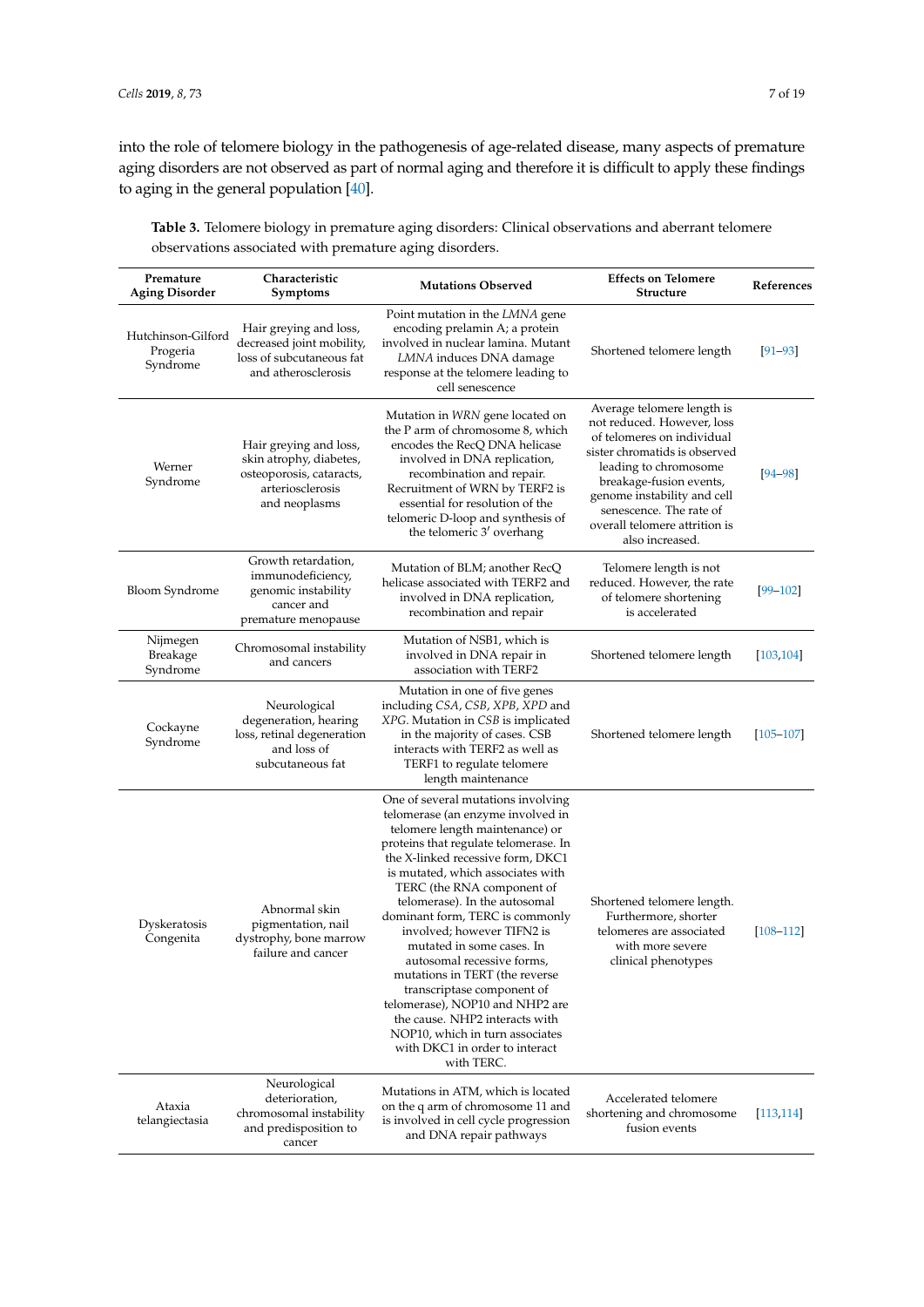into the role of telomere biology in the pathogenesis of age-related disease, many aspects of premature aging disorders are not observed as part of normal aging and therefore it is difficult to apply these findings to aging in the general population [40].

**Table 3.** Telomere biology in premature aging disorders: Clinical observations and aberrant telomere observations associated with premature aging disorders.

| Premature Aging Disorder | Characteristic Symptoms | Mutations Observed | Effects on Telomere Structure | References |
|---|---|---|---|---|
| Hutchinson-Gilford Progeria Syndrome | Hair greying and loss, decreased joint mobility, loss of subcutaneous fat and atherosclerosis | Point mutation in the *LMNA* gene encoding prelamin A; a protein involved in nuclear lamina. Mutant *LMNA* induces DNA damage response at the telomere leading to cell senescence | Shortened telomere length | [91–93] |
| Werner Syndrome | Hair greying and loss, skin atrophy, diabetes, osteoporosis, cataracts, arteriosclerosis and neoplasms | Mutation in *WRN* gene located on the P arm of chromosome 8, which encodes the RecQ DNA helicase involved in DNA replication, recombination and repair. Recruitment of WRN by TERF2 is essential for resolution of the telomeric D-loop and synthesis of the telomeric 3′ overhang | Average telomere length is not reduced. However, loss of telomeres on individual sister chromatids is observed leading to chromosome breakage-fusion events, genome instability and cell senescence. The rate of overall telomere attrition is also increased. | [94–98] |
| Bloom Syndrome | Growth retardation, immunodeficiency, genomic instability cancer and premature menopause | Mutation of BLM; another RecQ helicase associated with TERF2 and involved in DNA replication, recombination and repair | Telomere length is not reduced. However, the rate of telomere shortening is accelerated | [99–102] |
| Nijmegen Breakage Syndrome | Chromosomal instability and cancers | Mutation of NSB1, which is involved in DNA repair in association with TERF2 | Shortened telomere length | [103,104] |
| Cockayne Syndrome | Neurological degeneration, hearing loss, retinal degeneration and loss of subcutaneous fat | Mutation in one of five genes including *CSA*, *CSB*, *XPB*, *XPD* and *XPG*. Mutation in *CSB* is implicated in the majority of cases. CSB interacts with TERF2 as well as TERF1 to regulate telomere length maintenance | Shortened telomere length | [105–107] |
| Dyskeratosis Congenita | Abnormal skin pigmentation, nail dystrophy, bone marrow failure and cancer | One of several mutations involving telomerase (an enzyme involved in telomere length maintenance) or proteins that regulate telomerase. In the X-linked recessive form, DKC1 is mutated, which associates with TERC (the RNA component of telomerase). In the autosomal dominant form, TERC is commonly involved; however TIFN2 is mutated in some cases. In autosomal recessive forms, mutations in TERT (the reverse transcriptase component of telomerase), NOP10 and NHP2 are the cause. NHP2 interacts with NOP10, which in turn associates with DKC1 in order to interact with TERC. | Shortened telomere length. Furthermore, shorter telomeres are associated with more severe clinical phenotypes | [108–112] |
| Ataxia telangiectasia | Neurological deterioration, chromosomal instability and predisposition to cancer | Mutations in ATM, which is located on the q arm of chromosome 11 and is involved in cell cycle progression and DNA repair pathways | Accelerated telomere shortening and chromosome fusion events | [113,114] |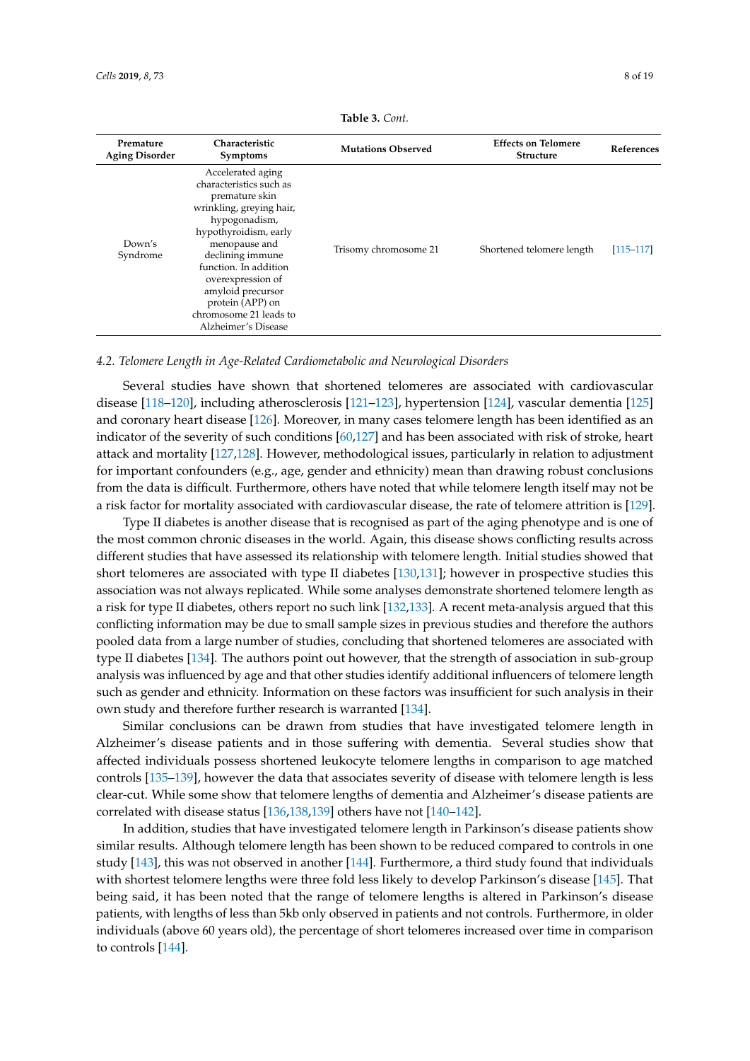**Table 3.** *Cont.*

| Premature Aging Disorder | Characteristic Symptoms | Mutations Observed | Effects on Telomere Structure | References |
| --- | --- | --- | --- | --- |
| Down's Syndrome | Accelerated aging characteristics such as premature skin wrinkling, greying hair, hypogonadism, hypothyroidism, early menopause and declining immune function. In addition overexpression of amyloid precursor protein (APP) on chromosome 21 leads to Alzheimer's Disease | Trisomy chromosome 21 | Shortened telomere length | [115–117] |

*4.2. Telomere Length in Age-Related Cardiometabolic and Neurological Disorders*

Several studies have shown that shortened telomeres are associated with cardiovascular disease [118–120], including atherosclerosis [121–123], hypertension [124], vascular dementia [125] and coronary heart disease [126]. Moreover, in many cases telomere length has been identified as an indicator of the severity of such conditions [60,127] and has been associated with risk of stroke, heart attack and mortality [127,128]. However, methodological issues, particularly in relation to adjustment for important confounders (e.g., age, gender and ethnicity) mean than drawing robust conclusions from the data is difficult. Furthermore, others have noted that while telomere length itself may not be a risk factor for mortality associated with cardiovascular disease, the rate of telomere attrition is [129].

Type II diabetes is another disease that is recognised as part of the aging phenotype and is one of the most common chronic diseases in the world. Again, this disease shows conflicting results across different studies that have assessed its relationship with telomere length. Initial studies showed that short telomeres are associated with type II diabetes [130,131]; however in prospective studies this association was not always replicated. While some analyses demonstrate shortened telomere length as a risk for type II diabetes, others report no such link [132,133]. A recent meta-analysis argued that this conflicting information may be due to small sample sizes in previous studies and therefore the authors pooled data from a large number of studies, concluding that shortened telomeres are associated with type II diabetes [134]. The authors point out however, that the strength of association in sub-group analysis was influenced by age and that other studies identify additional influencers of telomere length such as gender and ethnicity. Information on these factors was insufficient for such analysis in their own study and therefore further research is warranted [134].

Similar conclusions can be drawn from studies that have investigated telomere length in Alzheimer's disease patients and in those suffering with dementia. Several studies show that affected individuals possess shortened leukocyte telomere lengths in comparison to age matched controls [135–139], however the data that associates severity of disease with telomere length is less clear-cut. While some show that telomere lengths of dementia and Alzheimer's disease patients are correlated with disease status [136,138,139] others have not [140–142].

In addition, studies that have investigated telomere length in Parkinson's disease patients show similar results. Although telomere length has been shown to be reduced compared to controls in one study [143], this was not observed in another [144]. Furthermore, a third study found that individuals with shortest telomere lengths were three fold less likely to develop Parkinson's disease [145]. That being said, it has been noted that the range of telomere lengths is altered in Parkinson's disease patients, with lengths of less than 5kb only observed in patients and not controls. Furthermore, in older individuals (above 60 years old), the percentage of short telomeres increased over time in comparison to controls [144].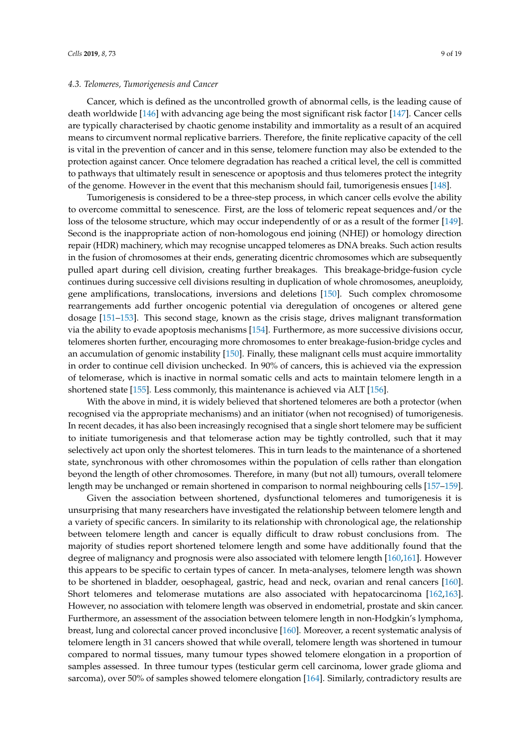### 4.3. Telomeres, Tumorigenesis and Cancer

Cancer, which is defined as the uncontrolled growth of abnormal cells, is the leading cause of death worldwide [146] with advancing age being the most significant risk factor [147]. Cancer cells are typically characterised by chaotic genome instability and immortality as a result of an acquired means to circumvent normal replicative barriers. Therefore, the finite replicative capacity of the cell is vital in the prevention of cancer and in this sense, telomere function may also be extended to the protection against cancer. Once telomere degradation has reached a critical level, the cell is committed to pathways that ultimately result in senescence or apoptosis and thus telomeres protect the integrity of the genome. However in the event that this mechanism should fail, tumorigenesis ensues [148].

Tumorigenesis is considered to be a three-step process, in which cancer cells evolve the ability to overcome committal to senescence. First, are the loss of telomeric repeat sequences and/or the loss of the telosome structure, which may occur independently of or as a result of the former [149]. Second is the inappropriate action of non-homologous end joining (NHEJ) or homology direction repair (HDR) machinery, which may recognise uncapped telomeres as DNA breaks. Such action results in the fusion of chromosomes at their ends, generating dicentric chromosomes which are subsequently pulled apart during cell division, creating further breakages. This breakage-bridge-fusion cycle continues during successive cell divisions resulting in duplication of whole chromosomes, aneuploidy, gene amplifications, translocations, inversions and deletions [150]. Such complex chromosome rearrangements add further oncogenic potential via deregulation of oncogenes or altered gene dosage [151–153]. This second stage, known as the crisis stage, drives malignant transformation via the ability to evade apoptosis mechanisms [154]. Furthermore, as more successive divisions occur, telomeres shorten further, encouraging more chromosomes to enter breakage-fusion-bridge cycles and an accumulation of genomic instability [150]. Finally, these malignant cells must acquire immortality in order to continue cell division unchecked. In 90% of cancers, this is achieved via the expression of telomerase, which is inactive in normal somatic cells and acts to maintain telomere length in a shortened state [155]. Less commonly, this maintenance is achieved via ALT [156].

With the above in mind, it is widely believed that shortened telomeres are both a protector (when recognised via the appropriate mechanisms) and an initiator (when not recognised) of tumorigenesis. In recent decades, it has also been increasingly recognised that a single short telomere may be sufficient to initiate tumorigenesis and that telomerase action may be tightly controlled, such that it may selectively act upon only the shortest telomeres. This in turn leads to the maintenance of a shortened state, synchronous with other chromosomes within the population of cells rather than elongation beyond the length of other chromosomes. Therefore, in many (but not all) tumours, overall telomere length may be unchanged or remain shortened in comparison to normal neighbouring cells [157–159].

Given the association between shortened, dysfunctional telomeres and tumorigenesis it is unsurprising that many researchers have investigated the relationship between telomere length and a variety of specific cancers. In similarity to its relationship with chronological age, the relationship between telomere length and cancer is equally difficult to draw robust conclusions from. The majority of studies report shortened telomere length and some have additionally found that the degree of malignancy and prognosis were also associated with telomere length [160,161]. However this appears to be specific to certain types of cancer. In meta-analyses, telomere length was shown to be shortened in bladder, oesophageal, gastric, head and neck, ovarian and renal cancers [160]. Short telomeres and telomerase mutations are also associated with hepatocarcinoma [162,163]. However, no association with telomere length was observed in endometrial, prostate and skin cancer. Furthermore, an assessment of the association between telomere length in non-Hodgkin's lymphoma, breast, lung and colorectal cancer proved inconclusive [160]. Moreover, a recent systematic analysis of telomere length in 31 cancers showed that while overall, telomere length was shortened in tumour compared to normal tissues, many tumour types showed telomere elongation in a proportion of samples assessed. In three tumour types (testicular germ cell carcinoma, lower grade glioma and sarcoma), over 50% of samples showed telomere elongation [164]. Similarly, contradictory results are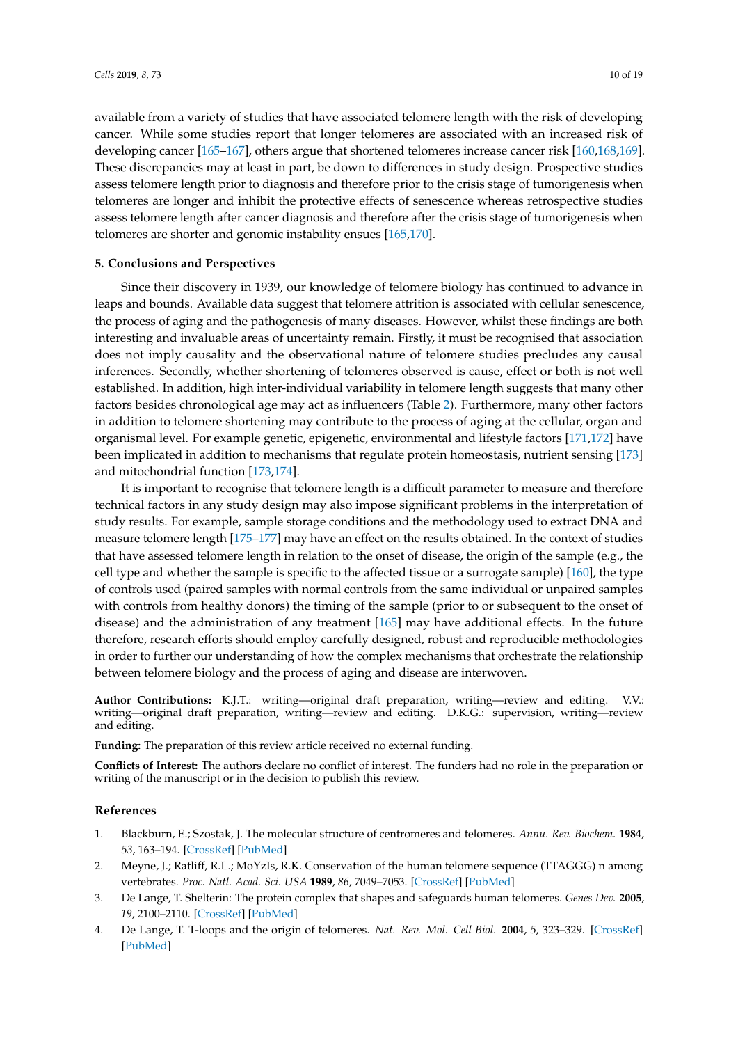available from a variety of studies that have associated telomere length with the risk of developing cancer. While some studies report that longer telomeres are associated with an increased risk of developing cancer [165–167], others argue that shortened telomeres increase cancer risk [160,168,169]. These discrepancies may at least in part, be down to differences in study design. Prospective studies assess telomere length prior to diagnosis and therefore prior to the crisis stage of tumorigenesis when telomeres are longer and inhibit the protective effects of senescence whereas retrospective studies assess telomere length after cancer diagnosis and therefore after the crisis stage of tumorigenesis when telomeres are shorter and genomic instability ensues [165,170].

## 5. Conclusions and Perspectives

Since their discovery in 1939, our knowledge of telomere biology has continued to advance in leaps and bounds. Available data suggest that telomere attrition is associated with cellular senescence, the process of aging and the pathogenesis of many diseases. However, whilst these findings are both interesting and invaluable areas of uncertainty remain. Firstly, it must be recognised that association does not imply causality and the observational nature of telomere studies precludes any causal inferences. Secondly, whether shortening of telomeres observed is cause, effect or both is not well established. In addition, high inter-individual variability in telomere length suggests that many other factors besides chronological age may act as influencers (Table 2). Furthermore, many other factors in addition to telomere shortening may contribute to the process of aging at the cellular, organ and organismal level. For example genetic, epigenetic, environmental and lifestyle factors [171,172] have been implicated in addition to mechanisms that regulate protein homeostasis, nutrient sensing [173] and mitochondrial function [173,174].

It is important to recognise that telomere length is a difficult parameter to measure and therefore technical factors in any study design may also impose significant problems in the interpretation of study results. For example, sample storage conditions and the methodology used to extract DNA and measure telomere length [175–177] may have an effect on the results obtained. In the context of studies that have assessed telomere length in relation to the onset of disease, the origin of the sample (e.g., the cell type and whether the sample is specific to the affected tissue or a surrogate sample) [160], the type of controls used (paired samples with normal controls from the same individual or unpaired samples with controls from healthy donors) the timing of the sample (prior to or subsequent to the onset of disease) and the administration of any treatment [165] may have additional effects. In the future therefore, research efforts should employ carefully designed, robust and reproducible methodologies in order to further our understanding of how the complex mechanisms that orchestrate the relationship between telomere biology and the process of aging and disease are interwoven.

**Author Contributions:** K.J.T.: writing—original draft preparation, writing—review and editing. V.V.: writing—original draft preparation, writing—review and editing. D.K.G.: supervision, writing—review and editing.

**Funding:** The preparation of this review article received no external funding.

**Conflicts of Interest:** The authors declare no conflict of interest. The funders had no role in the preparation or writing of the manuscript or in the decision to publish this review.

## References

1. Blackburn, E.; Szostak, J. The molecular structure of centromeres and telomeres. *Annu. Rev. Biochem.* **1984**, *53*, 163–194. [CrossRef] [PubMed]
2. Meyne, J.; Ratliff, R.L.; MoYzIs, R.K. Conservation of the human telomere sequence (TTAGGG) n among vertebrates. *Proc. Natl. Acad. Sci. USA* **1989**, *86*, 7049–7053. [CrossRef] [PubMed]
3. De Lange, T. Shelterin: The protein complex that shapes and safeguards human telomeres. *Genes Dev.* **2005**, *19*, 2100–2110. [CrossRef] [PubMed]
4. De Lange, T. T-loops and the origin of telomeres. *Nat. Rev. Mol. Cell Biol.* **2004**, *5*, 323–329. [CrossRef] [PubMed]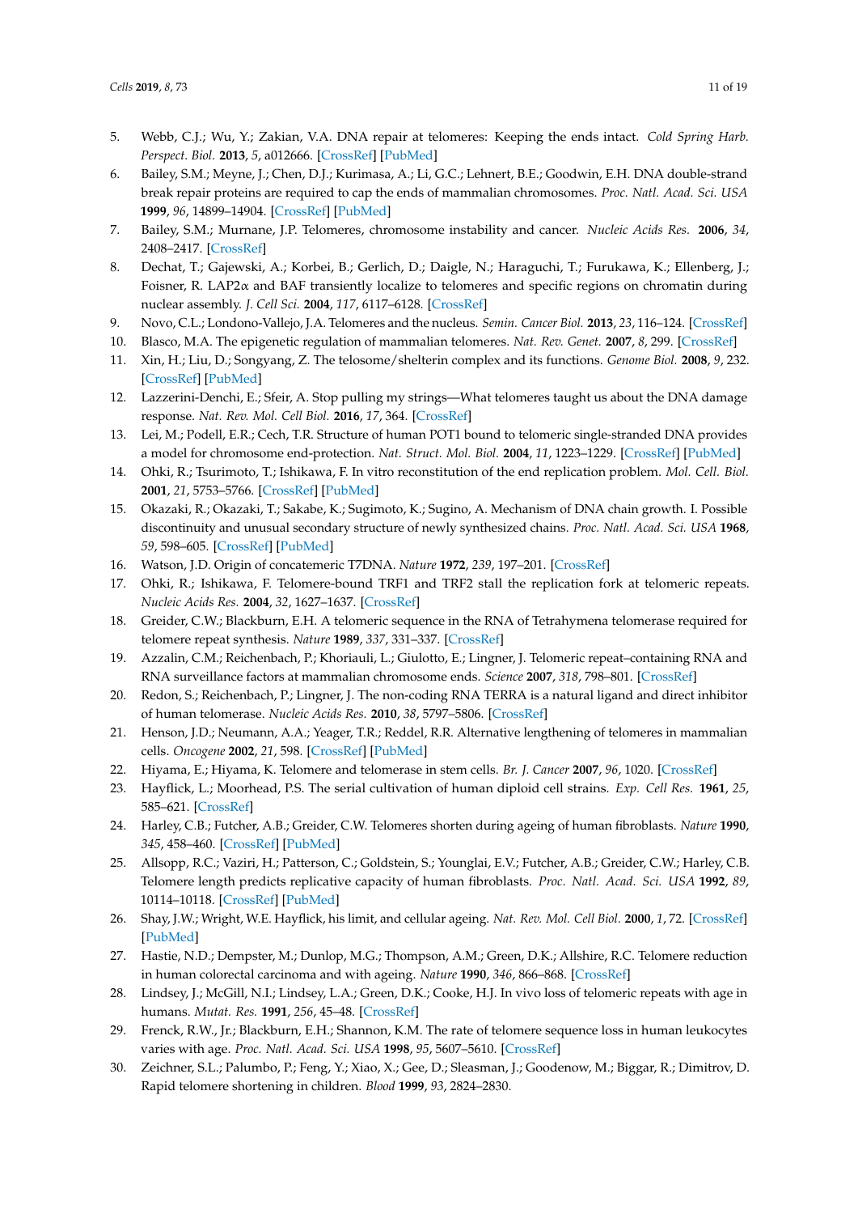5. Webb, C.J.; Wu, Y.; Zakian, V.A. DNA repair at telomeres: Keeping the ends intact. *Cold Spring Harb. Perspect. Biol.* **2013**, *5*, a012666. [CrossRef] [PubMed]
6. Bailey, S.M.; Meyne, J.; Chen, D.J.; Kurimasa, A.; Li, G.C.; Lehnert, B.E.; Goodwin, E.H. DNA double-strand break repair proteins are required to cap the ends of mammalian chromosomes. *Proc. Natl. Acad. Sci. USA* **1999**, *96*, 14899–14904. [CrossRef] [PubMed]
7. Bailey, S.M.; Murnane, J.P. Telomeres, chromosome instability and cancer. *Nucleic Acids Res.* **2006**, *34*, 2408–2417. [CrossRef]
8. Dechat, T.; Gajewski, A.; Korbei, B.; Gerlich, D.; Daigle, N.; Haraguchi, T.; Furukawa, K.; Ellenberg, J.; Foisner, R. LAP2α and BAF transiently localize to telomeres and specific regions on chromatin during nuclear assembly. *J. Cell Sci.* **2004**, *117*, 6117–6128. [CrossRef]
9. Novo, C.L.; Londono-Vallejo, J.A. Telomeres and the nucleus. *Semin. Cancer Biol.* **2013**, *23*, 116–124. [CrossRef]
10. Blasco, M.A. The epigenetic regulation of mammalian telomeres. *Nat. Rev. Genet.* **2007**, *8*, 299. [CrossRef]
11. Xin, H.; Liu, D.; Songyang, Z. The telosome/shelterin complex and its functions. *Genome Biol.* **2008**, *9*, 232. [CrossRef] [PubMed]
12. Lazzerini-Denchi, E.; Sfeir, A. Stop pulling my strings—What telomeres taught us about the DNA damage response. *Nat. Rev. Mol. Cell Biol.* **2016**, *17*, 364. [CrossRef]
13. Lei, M.; Podell, E.R.; Cech, T.R. Structure of human POT1 bound to telomeric single-stranded DNA provides a model for chromosome end-protection. *Nat. Struct. Mol. Biol.* **2004**, *11*, 1223–1229. [CrossRef] [PubMed]
14. Ohki, R.; Tsurimoto, T.; Ishikawa, F. In vitro reconstitution of the end replication problem. *Mol. Cell. Biol.* **2001**, *21*, 5753–5766. [CrossRef] [PubMed]
15. Okazaki, R.; Okazaki, T.; Sakabe, K.; Sugimoto, K.; Sugino, A. Mechanism of DNA chain growth. I. Possible discontinuity and unusual secondary structure of newly synthesized chains. *Proc. Natl. Acad. Sci. USA* **1968**, *59*, 598–605. [CrossRef] [PubMed]
16. Watson, J.D. Origin of concatemeric T7DNA. *Nature* **1972**, *239*, 197–201. [CrossRef]
17. Ohki, R.; Ishikawa, F. Telomere-bound TRF1 and TRF2 stall the replication fork at telomeric repeats. *Nucleic Acids Res.* **2004**, *32*, 1627–1637. [CrossRef]
18. Greider, C.W.; Blackburn, E.H. A telomeric sequence in the RNA of Tetrahymena telomerase required for telomere repeat synthesis. *Nature* **1989**, *337*, 331–337. [CrossRef]
19. Azzalin, C.M.; Reichenbach, P.; Khoriauli, L.; Giulotto, E.; Lingner, J. Telomeric repeat–containing RNA and RNA surveillance factors at mammalian chromosome ends. *Science* **2007**, *318*, 798–801. [CrossRef]
20. Redon, S.; Reichenbach, P.; Lingner, J. The non-coding RNA TERRA is a natural ligand and direct inhibitor of human telomerase. *Nucleic Acids Res.* **2010**, *38*, 5797–5806. [CrossRef]
21. Henson, J.D.; Neumann, A.A.; Yeager, T.R.; Reddel, R.R. Alternative lengthening of telomeres in mammalian cells. *Oncogene* **2002**, *21*, 598. [CrossRef] [PubMed]
22. Hiyama, E.; Hiyama, K. Telomere and telomerase in stem cells. *Br. J. Cancer* **2007**, *96*, 1020. [CrossRef]
23. Hayflick, L.; Moorhead, P.S. The serial cultivation of human diploid cell strains. *Exp. Cell Res.* **1961**, *25*, 585–621. [CrossRef]
24. Harley, C.B.; Futcher, A.B.; Greider, C.W. Telomeres shorten during ageing of human fibroblasts. *Nature* **1990**, *345*, 458–460. [CrossRef] [PubMed]
25. Allsopp, R.C.; Vaziri, H.; Patterson, C.; Goldstein, S.; Younglai, E.V.; Futcher, A.B.; Greider, C.W.; Harley, C.B. Telomere length predicts replicative capacity of human fibroblasts. *Proc. Natl. Acad. Sci. USA* **1992**, *89*, 10114–10118. [CrossRef] [PubMed]
26. Shay, J.W.; Wright, W.E. Hayflick, his limit, and cellular ageing. *Nat. Rev. Mol. Cell Biol.* **2000**, *1*, 72. [CrossRef] [PubMed]
27. Hastie, N.D.; Dempster, M.; Dunlop, M.G.; Thompson, A.M.; Green, D.K.; Allshire, R.C. Telomere reduction in human colorectal carcinoma and with ageing. *Nature* **1990**, *346*, 866–868. [CrossRef]
28. Lindsey, J.; McGill, N.I.; Lindsey, L.A.; Green, D.K.; Cooke, H.J. In vivo loss of telomeric repeats with age in humans. *Mutat. Res.* **1991**, *256*, 45–48. [CrossRef]
29. Frenck, R.W., Jr.; Blackburn, E.H.; Shannon, K.M. The rate of telomere sequence loss in human leukocytes varies with age. *Proc. Natl. Acad. Sci. USA* **1998**, *95*, 5607–5610. [CrossRef]
30. Zeichner, S.L.; Palumbo, P.; Feng, Y.; Xiao, X.; Gee, D.; Sleasman, J.; Goodenow, M.; Biggar, R.; Dimitrov, D. Rapid telomere shortening in children. *Blood* **1999**, *93*, 2824–2830.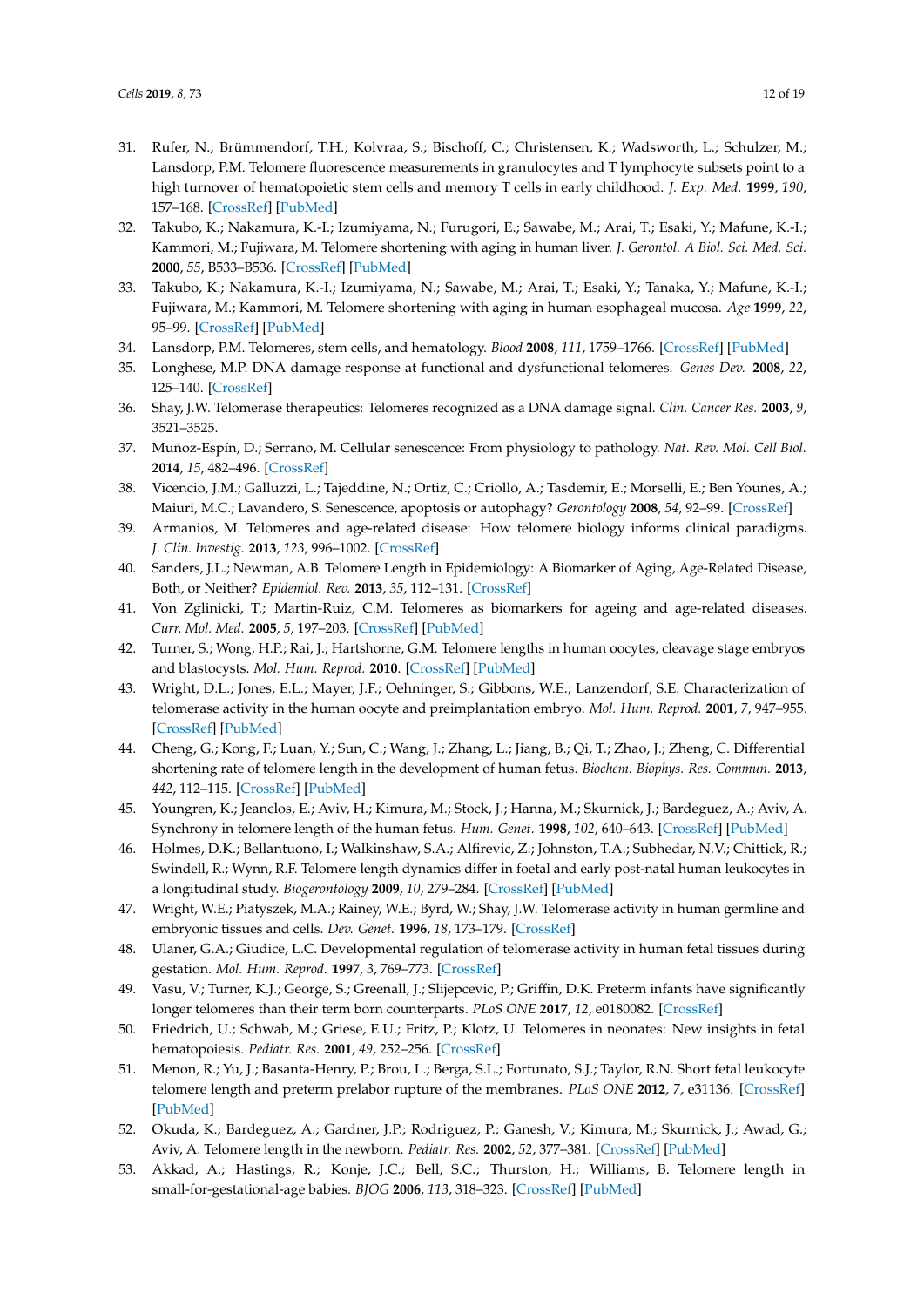31. Rufer, N.; Brümmendorf, T.H.; Kolvraa, S.; Bischoff, C.; Christensen, K.; Wadsworth, L.; Schulzer, M.; Lansdorp, P.M. Telomere fluorescence measurements in granulocytes and T lymphocyte subsets point to a high turnover of hematopoietic stem cells and memory T cells in early childhood. *J. Exp. Med.* **1999**, *190*, 157–168. [CrossRef] [PubMed]
32. Takubo, K.; Nakamura, K.-I.; Izumiyama, N.; Furugori, E.; Sawabe, M.; Arai, T.; Esaki, Y.; Mafune, K.-I.; Kammori, M.; Fujiwara, M. Telomere shortening with aging in human liver. *J. Gerontol. A Biol. Sci. Med. Sci.* **2000**, *55*, B533–B536. [CrossRef] [PubMed]
33. Takubo, K.; Nakamura, K.-I.; Izumiyama, N.; Sawabe, M.; Arai, T.; Esaki, Y.; Tanaka, Y.; Mafune, K.-I.; Fujiwara, M.; Kammori, M. Telomere shortening with aging in human esophageal mucosa. *Age* **1999**, *22*, 95–99. [CrossRef] [PubMed]
34. Lansdorp, P.M. Telomeres, stem cells, and hematology. *Blood* **2008**, *111*, 1759–1766. [CrossRef] [PubMed]
35. Longhese, M.P. DNA damage response at functional and dysfunctional telomeres. *Genes Dev.* **2008**, *22*, 125–140. [CrossRef]
36. Shay, J.W. Telomerase therapeutics: Telomeres recognized as a DNA damage signal. *Clin. Cancer Res.* **2003**, *9*, 3521–3525.
37. Muñoz-Espín, D.; Serrano, M. Cellular senescence: From physiology to pathology. *Nat. Rev. Mol. Cell Biol.* **2014**, *15*, 482–496. [CrossRef]
38. Vicencio, J.M.; Galluzzi, L.; Tajeddine, N.; Ortiz, C.; Criollo, A.; Tasdemir, E.; Morselli, E.; Ben Younes, A.; Maiuri, M.C.; Lavandero, S. Senescence, apoptosis or autophagy? *Gerontology* **2008**, *54*, 92–99. [CrossRef]
39. Armanios, M. Telomeres and age-related disease: How telomere biology informs clinical paradigms. *J. Clin. Investig.* **2013**, *123*, 996–1002. [CrossRef]
40. Sanders, J.L.; Newman, A.B. Telomere Length in Epidemiology: A Biomarker of Aging, Age-Related Disease, Both, or Neither? *Epidemiol. Rev.* **2013**, *35*, 112–131. [CrossRef]
41. Von Zglinicki, T.; Martin-Ruiz, C.M. Telomeres as biomarkers for ageing and age-related diseases. *Curr. Mol. Med.* **2005**, *5*, 197–203. [CrossRef] [PubMed]
42. Turner, S.; Wong, H.P.; Rai, J.; Hartshorne, G.M. Telomere lengths in human oocytes, cleavage stage embryos and blastocysts. *Mol. Hum. Reprod.* **2010**. [CrossRef] [PubMed]
43. Wright, D.L.; Jones, E.L.; Mayer, J.F.; Oehninger, S.; Gibbons, W.E.; Lanzendorf, S.E. Characterization of telomerase activity in the human oocyte and preimplantation embryo. *Mol. Hum. Reprod.* **2001**, *7*, 947–955. [CrossRef] [PubMed]
44. Cheng, G.; Kong, F.; Luan, Y.; Sun, C.; Wang, J.; Zhang, L.; Jiang, B.; Qi, T.; Zhao, J.; Zheng, C. Differential shortening rate of telomere length in the development of human fetus. *Biochem. Biophys. Res. Commun.* **2013**, *442*, 112–115. [CrossRef] [PubMed]
45. Youngren, K.; Jeanclos, E.; Aviv, H.; Kimura, M.; Stock, J.; Hanna, M.; Skurnick, J.; Bardeguez, A.; Aviv, A. Synchrony in telomere length of the human fetus. *Hum. Genet.* **1998**, *102*, 640–643. [CrossRef] [PubMed]
46. Holmes, D.K.; Bellantuono, I.; Walkinshaw, S.A.; Alfirevic, Z.; Johnston, T.A.; Subhedar, N.V.; Chittick, R.; Swindell, R.; Wynn, R.F. Telomere length dynamics differ in foetal and early post-natal human leukocytes in a longitudinal study. *Biogerontology* **2009**, *10*, 279–284. [CrossRef] [PubMed]
47. Wright, W.E.; Piatyszek, M.A.; Rainey, W.E.; Byrd, W.; Shay, J.W. Telomerase activity in human germline and embryonic tissues and cells. *Dev. Genet.* **1996**, *18*, 173–179. [CrossRef]
48. Ulaner, G.A.; Giudice, L.C. Developmental regulation of telomerase activity in human fetal tissues during gestation. *Mol. Hum. Reprod.* **1997**, *3*, 769–773. [CrossRef]
49. Vasu, V.; Turner, K.J.; George, S.; Greenall, J.; Slijepcevic, P.; Griffin, D.K. Preterm infants have significantly longer telomeres than their term born counterparts. *PLoS ONE* **2017**, *12*, e0180082. [CrossRef]
50. Friedrich, U.; Schwab, M.; Griese, E.U.; Fritz, P.; Klotz, U. Telomeres in neonates: New insights in fetal hematopoiesis. *Pediatr. Res.* **2001**, *49*, 252–256. [CrossRef]
51. Menon, R.; Yu, J.; Basanta-Henry, P.; Brou, L.; Berga, S.L.; Fortunato, S.J.; Taylor, R.N. Short fetal leukocyte telomere length and preterm prelabor rupture of the membranes. *PLoS ONE* **2012**, *7*, e31136. [CrossRef] [PubMed]
52. Okuda, K.; Bardeguez, A.; Gardner, J.P.; Rodriguez, P.; Ganesh, V.; Kimura, M.; Skurnick, J.; Awad, G.; Aviv, A. Telomere length in the newborn. *Pediatr. Res.* **2002**, *52*, 377–381. [CrossRef] [PubMed]
53. Akkad, A.; Hastings, R.; Konje, J.C.; Bell, S.C.; Thurston, H.; Williams, B. Telomere length in small-for-gestational-age babies. *BJOG* **2006**, *113*, 318–323. [CrossRef] [PubMed]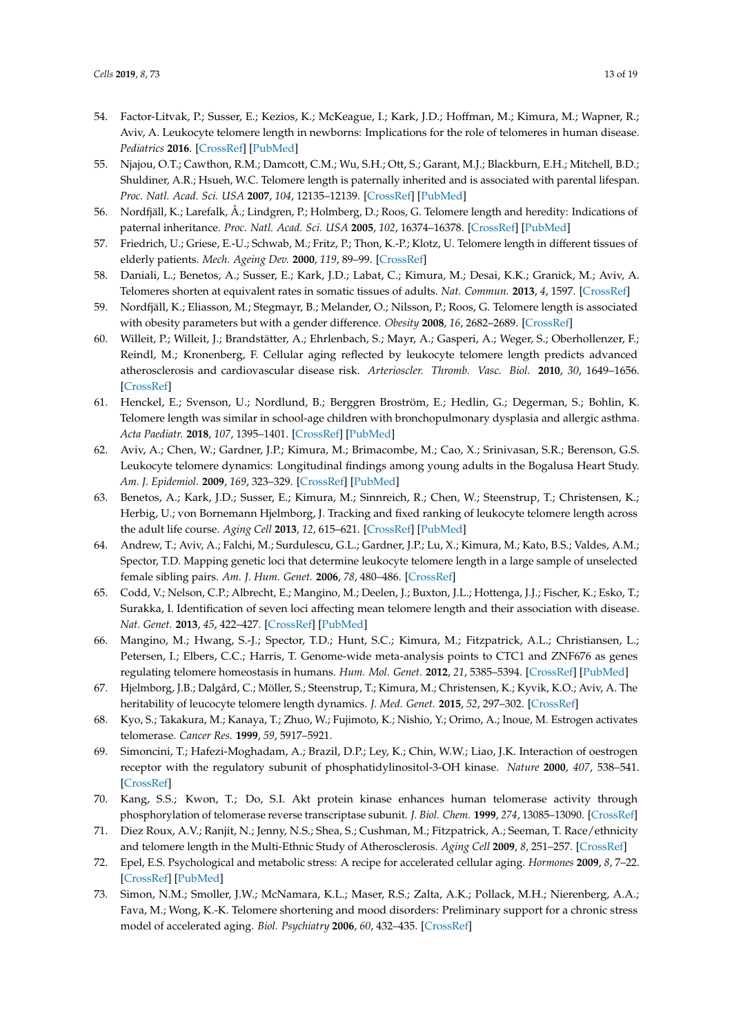54. Factor-Litvak, P.; Susser, E.; Kezios, K.; McKeague, I.; Kark, J.D.; Hoffman, M.; Kimura, M.; Wapner, R.; Aviv, A. Leukocyte telomere length in newborns: Implications for the role of telomeres in human disease. *Pediatrics* **2016**. [CrossRef] [PubMed]
55. Njajou, O.T.; Cawthon, R.M.; Damcott, C.M.; Wu, S.H.; Ott, S.; Garant, M.J.; Blackburn, E.H.; Mitchell, B.D.; Shuldiner, A.R.; Hsueh, W.C. Telomere length is paternally inherited and is associated with parental lifespan. *Proc. Natl. Acad. Sci. USA* **2007**, *104*, 12135–12139. [CrossRef] [PubMed]
56. Nordfjäll, K.; Larefalk, Å.; Lindgren, P.; Holmberg, D.; Roos, G. Telomere length and heredity: Indications of paternal inheritance. *Proc. Natl. Acad. Sci. USA* **2005**, *102*, 16374–16378. [CrossRef] [PubMed]
57. Friedrich, U.; Griese, E.-U.; Schwab, M.; Fritz, P.; Thon, K.-P.; Klotz, U. Telomere length in different tissues of elderly patients. *Mech. Ageing Dev.* **2000**, *119*, 89–99. [CrossRef]
58. Daniali, L.; Benetos, A.; Susser, E.; Kark, J.D.; Labat, C.; Kimura, M.; Desai, K.K.; Granick, M.; Aviv, A. Telomeres shorten at equivalent rates in somatic tissues of adults. *Nat. Commun.* **2013**, *4*, 1597. [CrossRef]
59. Nordfjäll, K.; Eliasson, M.; Stegmayr, B.; Melander, O.; Nilsson, P.; Roos, G. Telomere length is associated with obesity parameters but with a gender difference. *Obesity* **2008**, *16*, 2682–2689. [CrossRef]
60. Willeit, P.; Willeit, J.; Brandstätter, A.; Ehrlenbach, S.; Mayr, A.; Gasperi, A.; Weger, S.; Oberhollenzer, F.; Reindl, M.; Kronenberg, F. Cellular aging reflected by leukocyte telomere length predicts advanced atherosclerosis and cardiovascular disease risk. *Arterioscler. Thromb. Vasc. Biol.* **2010**, *30*, 1649–1656. [CrossRef]
61. Henckel, E.; Svenson, U.; Nordlund, B.; Berggren Broström, E.; Hedlin, G.; Degerman, S.; Bohlin, K. Telomere length was similar in school-age children with bronchopulmonary dysplasia and allergic asthma. *Acta Paediatr.* **2018**, *107*, 1395–1401. [CrossRef] [PubMed]
62. Aviv, A.; Chen, W.; Gardner, J.P.; Kimura, M.; Brimacombe, M.; Cao, X.; Srinivasan, S.R.; Berenson, G.S. Leukocyte telomere dynamics: Longitudinal findings among young adults in the Bogalusa Heart Study. *Am. J. Epidemiol.* **2009**, *169*, 323–329. [CrossRef] [PubMed]
63. Benetos, A.; Kark, J.D.; Susser, E.; Kimura, M.; Sinnreich, R.; Chen, W.; Steenstrup, T.; Christensen, K.; Herbig, U.; von Bornemann Hjelmborg, J. Tracking and fixed ranking of leukocyte telomere length across the adult life course. *Aging Cell* **2013**, *12*, 615–621. [CrossRef] [PubMed]
64. Andrew, T.; Aviv, A.; Falchi, M.; Surdulescu, G.L.; Gardner, J.P.; Lu, X.; Kimura, M.; Kato, B.S.; Valdes, A.M.; Spector, T.D. Mapping genetic loci that determine leukocyte telomere length in a large sample of unselected female sibling pairs. *Am. J. Hum. Genet.* **2006**, *78*, 480–486. [CrossRef]
65. Codd, V.; Nelson, C.P.; Albrecht, E.; Mangino, M.; Deelen, J.; Buxton, J.L.; Hottenga, J.J.; Fischer, K.; Esko, T.; Surakka, I. Identification of seven loci affecting mean telomere length and their association with disease. *Nat. Genet.* **2013**, *45*, 422–427. [CrossRef] [PubMed]
66. Mangino, M.; Hwang, S.-J.; Spector, T.D.; Hunt, S.C.; Kimura, M.; Fitzpatrick, A.L.; Christiansen, L.; Petersen, I.; Elbers, C.C.; Harris, T. Genome-wide meta-analysis points to CTC1 and ZNF676 as genes regulating telomere homeostasis in humans. *Hum. Mol. Genet.* **2012**, *21*, 5385–5394. [CrossRef] [PubMed]
67. Hjelmborg, J.B.; Dalgård, C.; Möller, S.; Steenstrup, T.; Kimura, M.; Christensen, K.; Kyvik, K.O.; Aviv, A. The heritability of leucocyte telomere length dynamics. *J. Med. Genet.* **2015**, *52*, 297–302. [CrossRef]
68. Kyo, S.; Takakura, M.; Kanaya, T.; Zhuo, W.; Fujimoto, K.; Nishio, Y.; Orimo, A.; Inoue, M. Estrogen activates telomerase. *Cancer Res.* **1999**, *59*, 5917–5921.
69. Simoncini, T.; Hafezi-Moghadam, A.; Brazil, D.P.; Ley, K.; Chin, W.W.; Liao, J.K. Interaction of oestrogen receptor with the regulatory subunit of phosphatidylinositol-3-OH kinase. *Nature* **2000**, *407*, 538–541. [CrossRef]
70. Kang, S.S.; Kwon, T.; Do, S.I. Akt protein kinase enhances human telomerase activity through phosphorylation of telomerase reverse transcriptase subunit. *J. Biol. Chem.* **1999**, *274*, 13085–13090. [CrossRef]
71. Diez Roux, A.V.; Ranjit, N.; Jenny, N.S.; Shea, S.; Cushman, M.; Fitzpatrick, A.; Seeman, T. Race/ethnicity and telomere length in the Multi-Ethnic Study of Atherosclerosis. *Aging Cell* **2009**, *8*, 251–257. [CrossRef]
72. Epel, E.S. Psychological and metabolic stress: A recipe for accelerated cellular aging. *Hormones* **2009**, *8*, 7–22. [CrossRef] [PubMed]
73. Simon, N.M.; Smoller, J.W.; McNamara, K.L.; Maser, R.S.; Zalta, A.K.; Pollack, M.H.; Nierenberg, A.A.; Fava, M.; Wong, K.-K. Telomere shortening and mood disorders: Preliminary support for a chronic stress model of accelerated aging. *Biol. Psychiatry* **2006**, *60*, 432–435. [CrossRef]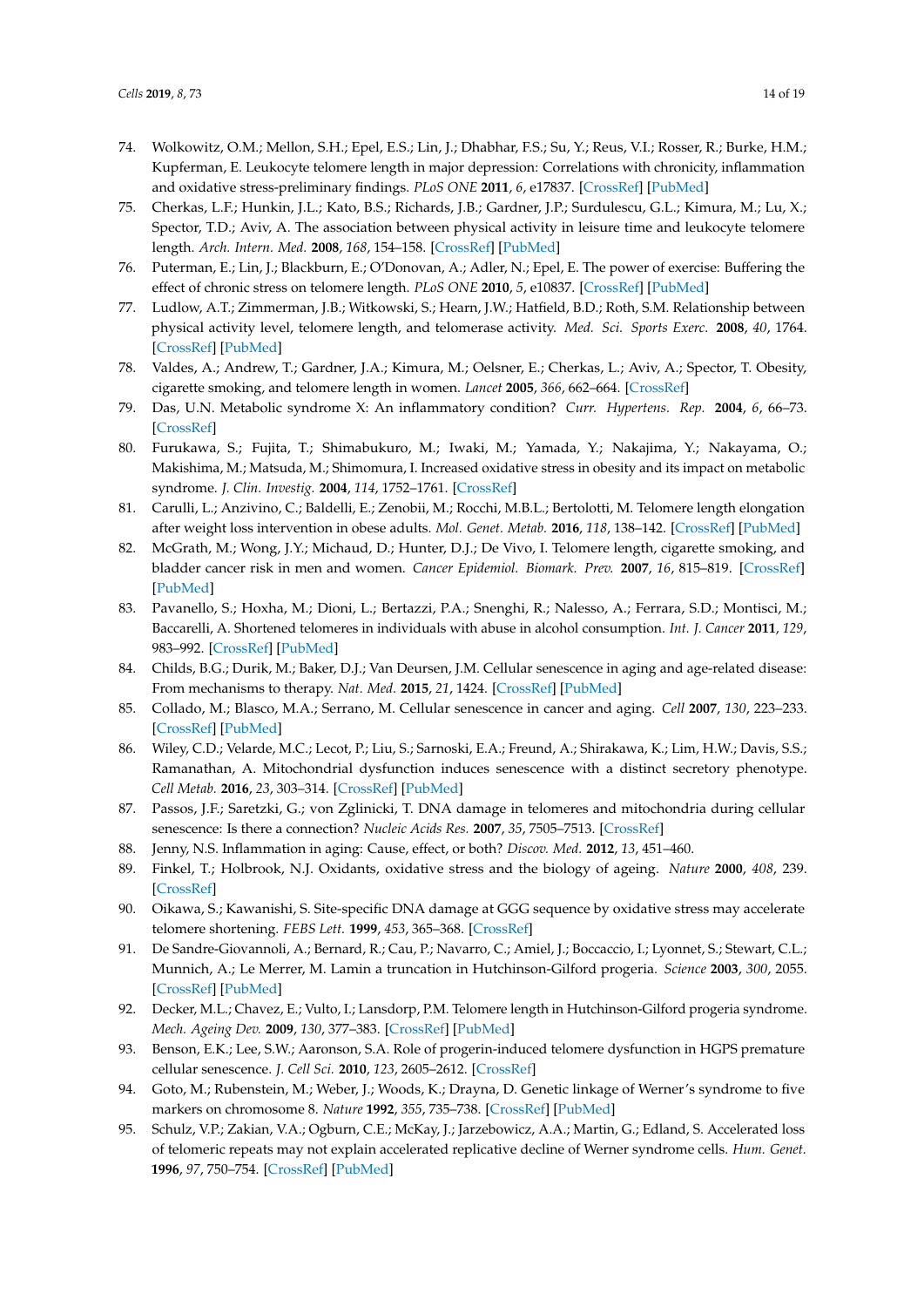74. Wolkowitz, O.M.; Mellon, S.H.; Epel, E.S.; Lin, J.; Dhabhar, F.S.; Su, Y.; Reus, V.I.; Rosser, R.; Burke, H.M.; Kupferman, E. Leukocyte telomere length in major depression: Correlations with chronicity, inflammation and oxidative stress-preliminary findings. *PLoS ONE* **2011**, *6*, e17837. [CrossRef] [PubMed]
75. Cherkas, L.F.; Hunkin, J.L.; Kato, B.S.; Richards, J.B.; Gardner, J.P.; Surdulescu, G.L.; Kimura, M.; Lu, X.; Spector, T.D.; Aviv, A. The association between physical activity in leisure time and leukocyte telomere length. *Arch. Intern. Med.* **2008**, *168*, 154–158. [CrossRef] [PubMed]
76. Puterman, E.; Lin, J.; Blackburn, E.; O'Donovan, A.; Adler, N.; Epel, E. The power of exercise: Buffering the effect of chronic stress on telomere length. *PLoS ONE* **2010**, *5*, e10837. [CrossRef] [PubMed]
77. Ludlow, A.T.; Zimmerman, J.B.; Witkowski, S.; Hearn, J.W.; Hatfield, B.D.; Roth, S.M. Relationship between physical activity level, telomere length, and telomerase activity. *Med. Sci. Sports Exerc.* **2008**, *40*, 1764. [CrossRef] [PubMed]
78. Valdes, A.; Andrew, T.; Gardner, J.A.; Kimura, M.; Oelsner, E.; Cherkas, L.; Aviv, A.; Spector, T. Obesity, cigarette smoking, and telomere length in women. *Lancet* **2005**, *366*, 662–664. [CrossRef]
79. Das, U.N. Metabolic syndrome X: An inflammatory condition? *Curr. Hypertens. Rep.* **2004**, *6*, 66–73. [CrossRef]
80. Furukawa, S.; Fujita, T.; Shimabukuro, M.; Iwaki, M.; Yamada, Y.; Nakajima, Y.; Nakayama, O.; Makishima, M.; Matsuda, M.; Shimomura, I. Increased oxidative stress in obesity and its impact on metabolic syndrome. *J. Clin. Investig.* **2004**, *114*, 1752–1761. [CrossRef]
81. Carulli, L.; Anzivino, C.; Baldelli, E.; Zenobii, M.; Rocchi, M.B.L.; Bertolotti, M. Telomere length elongation after weight loss intervention in obese adults. *Mol. Genet. Metab.* **2016**, *118*, 138–142. [CrossRef] [PubMed]
82. McGrath, M.; Wong, J.Y.; Michaud, D.; Hunter, D.J.; De Vivo, I. Telomere length, cigarette smoking, and bladder cancer risk in men and women. *Cancer Epidemiol. Biomark. Prev.* **2007**, *16*, 815–819. [CrossRef] [PubMed]
83. Pavanello, S.; Hoxha, M.; Dioni, L.; Bertazzi, P.A.; Snenghi, R.; Nalesso, A.; Ferrara, S.D.; Montisci, M.; Baccarelli, A. Shortened telomeres in individuals with abuse in alcohol consumption. *Int. J. Cancer* **2011**, *129*, 983–992. [CrossRef] [PubMed]
84. Childs, B.G.; Durik, M.; Baker, D.J.; Van Deursen, J.M. Cellular senescence in aging and age-related disease: From mechanisms to therapy. *Nat. Med.* **2015**, *21*, 1424. [CrossRef] [PubMed]
85. Collado, M.; Blasco, M.A.; Serrano, M. Cellular senescence in cancer and aging. *Cell* **2007**, *130*, 223–233. [CrossRef] [PubMed]
86. Wiley, C.D.; Velarde, M.C.; Lecot, P.; Liu, S.; Sarnoski, E.A.; Freund, A.; Shirakawa, K.; Lim, H.W.; Davis, S.S.; Ramanathan, A. Mitochondrial dysfunction induces senescence with a distinct secretory phenotype. *Cell Metab.* **2016**, *23*, 303–314. [CrossRef] [PubMed]
87. Passos, J.F.; Saretzki, G.; von Zglinicki, T. DNA damage in telomeres and mitochondria during cellular senescence: Is there a connection? *Nucleic Acids Res.* **2007**, *35*, 7505–7513. [CrossRef]
88. Jenny, N.S. Inflammation in aging: Cause, effect, or both? *Discov. Med.* **2012**, *13*, 451–460.
89. Finkel, T.; Holbrook, N.J. Oxidants, oxidative stress and the biology of ageing. *Nature* **2000**, *408*, 239. [CrossRef]
90. Oikawa, S.; Kawanishi, S. Site-specific DNA damage at GGG sequence by oxidative stress may accelerate telomere shortening. *FEBS Lett.* **1999**, *453*, 365–368. [CrossRef]
91. De Sandre-Giovannoli, A.; Bernard, R.; Cau, P.; Navarro, C.; Amiel, J.; Boccaccio, I.; Lyonnet, S.; Stewart, C.L.; Munnich, A.; Le Merrer, M. Lamin a truncation in Hutchinson-Gilford progeria. *Science* **2003**, *300*, 2055. [CrossRef] [PubMed]
92. Decker, M.L.; Chavez, E.; Vulto, I.; Lansdorp, P.M. Telomere length in Hutchinson-Gilford progeria syndrome. *Mech. Ageing Dev.* **2009**, *130*, 377–383. [CrossRef] [PubMed]
93. Benson, E.K.; Lee, S.W.; Aaronson, S.A. Role of progerin-induced telomere dysfunction in HGPS premature cellular senescence. *J. Cell Sci.* **2010**, *123*, 2605–2612. [CrossRef]
94. Goto, M.; Rubenstein, M.; Weber, J.; Woods, K.; Drayna, D. Genetic linkage of Werner's syndrome to five markers on chromosome 8. *Nature* **1992**, *355*, 735–738. [CrossRef] [PubMed]
95. Schulz, V.P.; Zakian, V.A.; Ogburn, C.E.; McKay, J.; Jarzebowicz, A.A.; Martin, G.; Edland, S. Accelerated loss of telomeric repeats may not explain accelerated replicative decline of Werner syndrome cells. *Hum. Genet.* **1996**, *97*, 750–754. [CrossRef] [PubMed]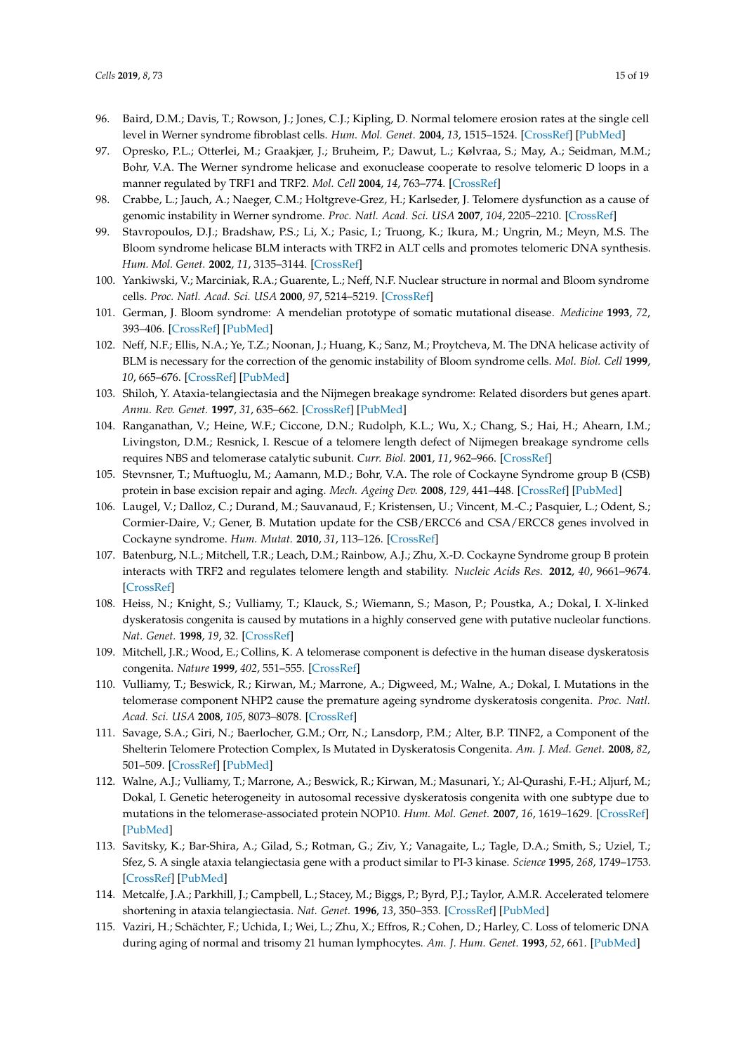96. Baird, D.M.; Davis, T.; Rowson, J.; Jones, C.J.; Kipling, D. Normal telomere erosion rates at the single cell level in Werner syndrome fibroblast cells. *Hum. Mol. Genet.* **2004**, *13*, 1515–1524. [CrossRef] [PubMed]
97. Opresko, P.L.; Otterlei, M.; Graakjær, J.; Bruheim, P.; Dawut, L.; Kølvraa, S.; May, A.; Seidman, M.M.; Bohr, V.A. The Werner syndrome helicase and exonuclease cooperate to resolve telomeric D loops in a manner regulated by TRF1 and TRF2. *Mol. Cell* **2004**, *14*, 763–774. [CrossRef]
98. Crabbe, L.; Jauch, A.; Naeger, C.M.; Holtgreve-Grez, H.; Karlseder, J. Telomere dysfunction as a cause of genomic instability in Werner syndrome. *Proc. Natl. Acad. Sci. USA* **2007**, *104*, 2205–2210. [CrossRef]
99. Stavropoulos, D.J.; Bradshaw, P.S.; Li, X.; Pasic, I.; Truong, K.; Ikura, M.; Ungrin, M.; Meyn, M.S. The Bloom syndrome helicase BLM interacts with TRF2 in ALT cells and promotes telomeric DNA synthesis. *Hum. Mol. Genet.* **2002**, *11*, 3135–3144. [CrossRef]
100. Yankiwski, V.; Marciniak, R.A.; Guarente, L.; Neff, N.F. Nuclear structure in normal and Bloom syndrome cells. *Proc. Natl. Acad. Sci. USA* **2000**, *97*, 5214–5219. [CrossRef]
101. German, J. Bloom syndrome: A mendelian prototype of somatic mutational disease. *Medicine* **1993**, *72*, 393–406. [CrossRef] [PubMed]
102. Neff, N.F.; Ellis, N.A.; Ye, T.Z.; Noonan, J.; Huang, K.; Sanz, M.; Proytcheva, M. The DNA helicase activity of BLM is necessary for the correction of the genomic instability of Bloom syndrome cells. *Mol. Biol. Cell* **1999**, *10*, 665–676. [CrossRef] [PubMed]
103. Shiloh, Y. Ataxia-telangiectasia and the Nijmegen breakage syndrome: Related disorders but genes apart. *Annu. Rev. Genet.* **1997**, *31*, 635–662. [CrossRef] [PubMed]
104. Ranganathan, V.; Heine, W.F.; Ciccone, D.N.; Rudolph, K.L.; Wu, X.; Chang, S.; Hai, H.; Ahearn, I.M.; Livingston, D.M.; Resnick, I. Rescue of a telomere length defect of Nijmegen breakage syndrome cells requires NBS and telomerase catalytic subunit. *Curr. Biol.* **2001**, *11*, 962–966. [CrossRef]
105. Stevnsner, T.; Muftuoglu, M.; Aamann, M.D.; Bohr, V.A. The role of Cockayne Syndrome group B (CSB) protein in base excision repair and aging. *Mech. Ageing Dev.* **2008**, *129*, 441–448. [CrossRef] [PubMed]
106. Laugel, V.; Dalloz, C.; Durand, M.; Sauvanaud, F.; Kristensen, U.; Vincent, M.-C.; Pasquier, L.; Odent, S.; Cormier-Daire, V.; Gener, B. Mutation update for the CSB/ERCC6 and CSA/ERCC8 genes involved in Cockayne syndrome. *Hum. Mutat.* **2010**, *31*, 113–126. [CrossRef]
107. Batenburg, N.L.; Mitchell, T.R.; Leach, D.M.; Rainbow, A.J.; Zhu, X.-D. Cockayne Syndrome group B protein interacts with TRF2 and regulates telomere length and stability. *Nucleic Acids Res.* **2012**, *40*, 9661–9674. [CrossRef]
108. Heiss, N.; Knight, S.; Vulliamy, T.; Klauck, S.; Wiemann, S.; Mason, P.; Poustka, A.; Dokal, I. X-linked dyskeratosis congenita is caused by mutations in a highly conserved gene with putative nucleolar functions. *Nat. Genet.* **1998**, *19*, 32. [CrossRef]
109. Mitchell, J.R.; Wood, E.; Collins, K. A telomerase component is defective in the human disease dyskeratosis congenita. *Nature* **1999**, *402*, 551–555. [CrossRef]
110. Vulliamy, T.; Beswick, R.; Kirwan, M.; Marrone, A.; Digweed, M.; Walne, A.; Dokal, I. Mutations in the telomerase component NHP2 cause the premature ageing syndrome dyskeratosis congenita. *Proc. Natl. Acad. Sci. USA* **2008**, *105*, 8073–8078. [CrossRef]
111. Savage, S.A.; Giri, N.; Baerlocher, G.M.; Orr, N.; Lansdorp, P.M.; Alter, B.P. TINF2, a Component of the Shelterin Telomere Protection Complex, Is Mutated in Dyskeratosis Congenita. *Am. J. Med. Genet.* **2008**, *82*, 501–509. [CrossRef] [PubMed]
112. Walne, A.J.; Vulliamy, T.; Marrone, A.; Beswick, R.; Kirwan, M.; Masunari, Y.; Al-Qurashi, F.-H.; Aljurf, M.; Dokal, I. Genetic heterogeneity in autosomal recessive dyskeratosis congenita with one subtype due to mutations in the telomerase-associated protein NOP10. *Hum. Mol. Genet.* **2007**, *16*, 1619–1629. [CrossRef] [PubMed]
113. Savitsky, K.; Bar-Shira, A.; Gilad, S.; Rotman, G.; Ziv, Y.; Vanagaite, L.; Tagle, D.A.; Smith, S.; Uziel, T.; Sfez, S. A single ataxia telangiectasia gene with a product similar to PI-3 kinase. *Science* **1995**, *268*, 1749–1753. [CrossRef] [PubMed]
114. Metcalfe, J.A.; Parkhill, J.; Campbell, L.; Stacey, M.; Biggs, P.; Byrd, P.J.; Taylor, A.M.R. Accelerated telomere shortening in ataxia telangiectasia. *Nat. Genet.* **1996**, *13*, 350–353. [CrossRef] [PubMed]
115. Vaziri, H.; Schächter, F.; Uchida, I.; Wei, L.; Zhu, X.; Effros, R.; Cohen, D.; Harley, C. Loss of telomeric DNA during aging of normal and trisomy 21 human lymphocytes. *Am. J. Hum. Genet.* **1993**, *52*, 661. [PubMed]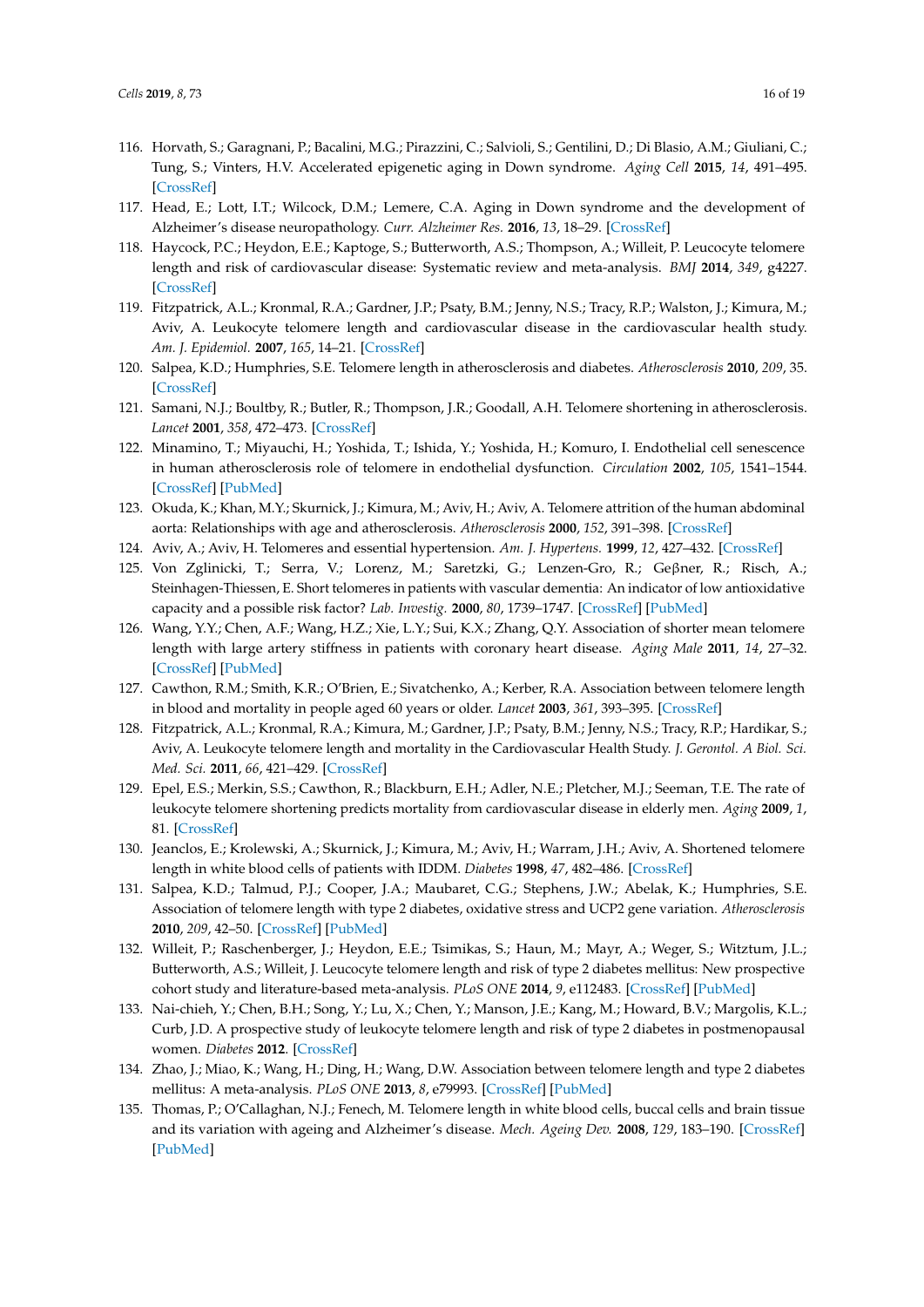116. Horvath, S.; Garagnani, P.; Bacalini, M.G.; Pirazzini, C.; Salvioli, S.; Gentilini, D.; Di Blasio, A.M.; Giuliani, C.; Tung, S.; Vinters, H.V. Accelerated epigenetic aging in Down syndrome. *Aging Cell* **2015**, *14*, 491–495. [CrossRef]
117. Head, E.; Lott, I.T.; Wilcock, D.M.; Lemere, C.A. Aging in Down syndrome and the development of Alzheimer's disease neuropathology. *Curr. Alzheimer Res.* **2016**, *13*, 18–29. [CrossRef]
118. Haycock, P.C.; Heydon, E.E.; Kaptoge, S.; Butterworth, A.S.; Thompson, A.; Willeit, P. Leucocyte telomere length and risk of cardiovascular disease: Systematic review and meta-analysis. *BMJ* **2014**, *349*, g4227. [CrossRef]
119. Fitzpatrick, A.L.; Kronmal, R.A.; Gardner, J.P.; Psaty, B.M.; Jenny, N.S.; Tracy, R.P.; Walston, J.; Kimura, M.; Aviv, A. Leukocyte telomere length and cardiovascular disease in the cardiovascular health study. *Am. J. Epidemiol.* **2007**, *165*, 14–21. [CrossRef]
120. Salpea, K.D.; Humphries, S.E. Telomere length in atherosclerosis and diabetes. *Atherosclerosis* **2010**, *209*, 35. [CrossRef]
121. Samani, N.J.; Boultby, R.; Butler, R.; Thompson, J.R.; Goodall, A.H. Telomere shortening in atherosclerosis. *Lancet* **2001**, *358*, 472–473. [CrossRef]
122. Minamino, T.; Miyauchi, H.; Yoshida, T.; Ishida, Y.; Yoshida, H.; Komuro, I. Endothelial cell senescence in human atherosclerosis role of telomere in endothelial dysfunction. *Circulation* **2002**, *105*, 1541–1544. [CrossRef] [PubMed]
123. Okuda, K.; Khan, M.Y.; Skurnick, J.; Kimura, M.; Aviv, H.; Aviv, A. Telomere attrition of the human abdominal aorta: Relationships with age and atherosclerosis. *Atherosclerosis* **2000**, *152*, 391–398. [CrossRef]
124. Aviv, A.; Aviv, H. Telomeres and essential hypertension. *Am. J. Hypertens.* **1999**, *12*, 427–432. [CrossRef]
125. Von Zglinicki, T.; Serra, V.; Lorenz, M.; Saretzki, G.; Lenzen-Gro, R.; Geβner, R.; Risch, A.; Steinhagen-Thiessen, E. Short telomeres in patients with vascular dementia: An indicator of low antioxidative capacity and a possible risk factor? *Lab. Investig.* **2000**, *80*, 1739–1747. [CrossRef] [PubMed]
126. Wang, Y.Y.; Chen, A.F.; Wang, H.Z.; Xie, L.Y.; Sui, K.X.; Zhang, Q.Y. Association of shorter mean telomere length with large artery stiffness in patients with coronary heart disease. *Aging Male* **2011**, *14*, 27–32. [CrossRef] [PubMed]
127. Cawthon, R.M.; Smith, K.R.; O'Brien, E.; Sivatchenko, A.; Kerber, R.A. Association between telomere length in blood and mortality in people aged 60 years or older. *Lancet* **2003**, *361*, 393–395. [CrossRef]
128. Fitzpatrick, A.L.; Kronmal, R.A.; Kimura, M.; Gardner, J.P.; Psaty, B.M.; Jenny, N.S.; Tracy, R.P.; Hardikar, S.; Aviv, A. Leukocyte telomere length and mortality in the Cardiovascular Health Study. *J. Gerontol. A Biol. Sci. Med. Sci.* **2011**, *66*, 421–429. [CrossRef]
129. Epel, E.S.; Merkin, S.S.; Cawthon, R.; Blackburn, E.H.; Adler, N.E.; Pletcher, M.J.; Seeman, T.E. The rate of leukocyte telomere shortening predicts mortality from cardiovascular disease in elderly men. *Aging* **2009**, *1*, 81. [CrossRef]
130. Jeanclos, E.; Krolewski, A.; Skurnick, J.; Kimura, M.; Aviv, H.; Warram, J.H.; Aviv, A. Shortened telomere length in white blood cells of patients with IDDM. *Diabetes* **1998**, *47*, 482–486. [CrossRef]
131. Salpea, K.D.; Talmud, P.J.; Cooper, J.A.; Maubaret, C.G.; Stephens, J.W.; Abelak, K.; Humphries, S.E. Association of telomere length with type 2 diabetes, oxidative stress and UCP2 gene variation. *Atherosclerosis* **2010**, *209*, 42–50. [CrossRef] [PubMed]
132. Willeit, P.; Raschenberger, J.; Heydon, E.E.; Tsimikas, S.; Haun, M.; Mayr, A.; Weger, S.; Witztum, J.L.; Butterworth, A.S.; Willeit, J. Leucocyte telomere length and risk of type 2 diabetes mellitus: New prospective cohort study and literature-based meta-analysis. *PLoS ONE* **2014**, *9*, e112483. [CrossRef] [PubMed]
133. Nai-chieh, Y.; Chen, B.H.; Song, Y.; Lu, X.; Chen, Y.; Manson, J.E.; Kang, M.; Howard, B.V.; Margolis, K.L.; Curb, J.D. A prospective study of leukocyte telomere length and risk of type 2 diabetes in postmenopausal women. *Diabetes* **2012**. [CrossRef]
134. Zhao, J.; Miao, K.; Wang, H.; Ding, H.; Wang, D.W. Association between telomere length and type 2 diabetes mellitus: A meta-analysis. *PLoS ONE* **2013**, *8*, e79993. [CrossRef] [PubMed]
135. Thomas, P.; O'Callaghan, N.J.; Fenech, M. Telomere length in white blood cells, buccal cells and brain tissue and its variation with ageing and Alzheimer's disease. *Mech. Ageing Dev.* **2008**, *129*, 183–190. [CrossRef] [PubMed]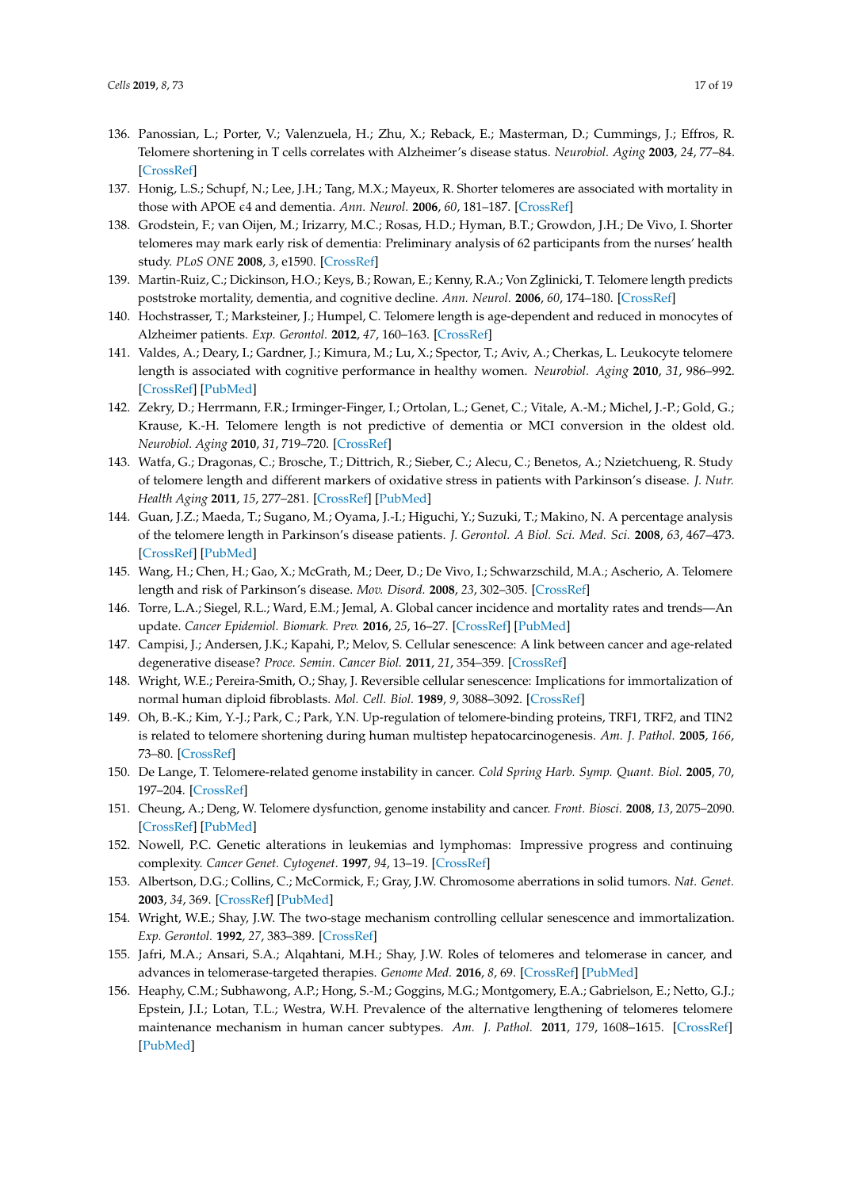136. Panossian, L.; Porter, V.; Valenzuela, H.; Zhu, X.; Reback, E.; Masterman, D.; Cummings, J.; Effros, R. Telomere shortening in T cells correlates with Alzheimer's disease status. *Neurobiol. Aging* **2003**, *24*, 77–84. [CrossRef]
137. Honig, L.S.; Schupf, N.; Lee, J.H.; Tang, M.X.; Mayeux, R. Shorter telomeres are associated with mortality in those with APOE ϵ4 and dementia. *Ann. Neurol.* **2006**, *60*, 181–187. [CrossRef]
138. Grodstein, F.; van Oijen, M.; Irizarry, M.C.; Rosas, H.D.; Hyman, B.T.; Growdon, J.H.; De Vivo, I. Shorter telomeres may mark early risk of dementia: Preliminary analysis of 62 participants from the nurses' health study. *PLoS ONE* **2008**, *3*, e1590. [CrossRef]
139. Martin-Ruiz, C.; Dickinson, H.O.; Keys, B.; Rowan, E.; Kenny, R.A.; Von Zglinicki, T. Telomere length predicts poststroke mortality, dementia, and cognitive decline. *Ann. Neurol.* **2006**, *60*, 174–180. [CrossRef]
140. Hochstrasser, T.; Marksteiner, J.; Humpel, C. Telomere length is age-dependent and reduced in monocytes of Alzheimer patients. *Exp. Gerontol.* **2012**, *47*, 160–163. [CrossRef]
141. Valdes, A.; Deary, I.; Gardner, J.; Kimura, M.; Lu, X.; Spector, T.; Aviv, A.; Cherkas, L. Leukocyte telomere length is associated with cognitive performance in healthy women. *Neurobiol. Aging* **2010**, *31*, 986–992. [CrossRef] [PubMed]
142. Zekry, D.; Herrmann, F.R.; Irminger-Finger, I.; Ortolan, L.; Genet, C.; Vitale, A.-M.; Michel, J.-P.; Gold, G.; Krause, K.-H. Telomere length is not predictive of dementia or MCI conversion in the oldest old. *Neurobiol. Aging* **2010**, *31*, 719–720. [CrossRef]
143. Watfa, G.; Dragonas, C.; Brosche, T.; Dittrich, R.; Sieber, C.; Alecu, C.; Benetos, A.; Nzietchueng, R. Study of telomere length and different markers of oxidative stress in patients with Parkinson's disease. *J. Nutr. Health Aging* **2011**, *15*, 277–281. [CrossRef] [PubMed]
144. Guan, J.Z.; Maeda, T.; Sugano, M.; Oyama, J.-I.; Higuchi, Y.; Suzuki, T.; Makino, N. A percentage analysis of the telomere length in Parkinson's disease patients. *J. Gerontol. A Biol. Sci. Med. Sci.* **2008**, *63*, 467–473. [CrossRef] [PubMed]
145. Wang, H.; Chen, H.; Gao, X.; McGrath, M.; Deer, D.; De Vivo, I.; Schwarzschild, M.A.; Ascherio, A. Telomere length and risk of Parkinson's disease. *Mov. Disord.* **2008**, *23*, 302–305. [CrossRef]
146. Torre, L.A.; Siegel, R.L.; Ward, E.M.; Jemal, A. Global cancer incidence and mortality rates and trends—An update. *Cancer Epidemiol. Biomark. Prev.* **2016**, *25*, 16–27. [CrossRef] [PubMed]
147. Campisi, J.; Andersen, J.K.; Kapahi, P.; Melov, S. Cellular senescence: A link between cancer and age-related degenerative disease? *Proc. Semin. Cancer Biol.* **2011**, *21*, 354–359. [CrossRef]
148. Wright, W.E.; Pereira-Smith, O.; Shay, J. Reversible cellular senescence: Implications for immortalization of normal human diploid fibroblasts. *Mol. Cell. Biol.* **1989**, *9*, 3088–3092. [CrossRef]
149. Oh, B.-K.; Kim, Y.-J.; Park, C.; Park, Y.N. Up-regulation of telomere-binding proteins, TRF1, TRF2, and TIN2 is related to telomere shortening during human multistep hepatocarcinogenesis. *Am. J. Pathol.* **2005**, *166*, 73–80. [CrossRef]
150. De Lange, T. Telomere-related genome instability in cancer. *Cold Spring Harb. Symp. Quant. Biol.* **2005**, *70*, 197–204. [CrossRef]
151. Cheung, A.; Deng, W. Telomere dysfunction, genome instability and cancer. *Front. Biosci.* **2008**, *13*, 2075–2090. [CrossRef] [PubMed]
152. Nowell, P.C. Genetic alterations in leukemias and lymphomas: Impressive progress and continuing complexity. *Cancer Genet. Cytogenet.* **1997**, *94*, 13–19. [CrossRef]
153. Albertson, D.G.; Collins, C.; McCormick, F.; Gray, J.W. Chromosome aberrations in solid tumors. *Nat. Genet.* **2003**, *34*, 369. [CrossRef] [PubMed]
154. Wright, W.E.; Shay, J.W. The two-stage mechanism controlling cellular senescence and immortalization. *Exp. Gerontol.* **1992**, *27*, 383–389. [CrossRef]
155. Jafri, M.A.; Ansari, S.A.; Alqahtani, M.H.; Shay, J.W. Roles of telomeres and telomerase in cancer, and advances in telomerase-targeted therapies. *Genome Med.* **2016**, *8*, 69. [CrossRef] [PubMed]
156. Heaphy, C.M.; Subhawong, A.P.; Hong, S.-M.; Goggins, M.G.; Montgomery, E.A.; Gabrielson, E.; Netto, G.J.; Epstein, J.I.; Lotan, T.L.; Westra, W.H. Prevalence of the alternative lengthening of telomeres telomere maintenance mechanism in human cancer subtypes. *Am. J. Pathol.* **2011**, *179*, 1608–1615. [CrossRef] [PubMed]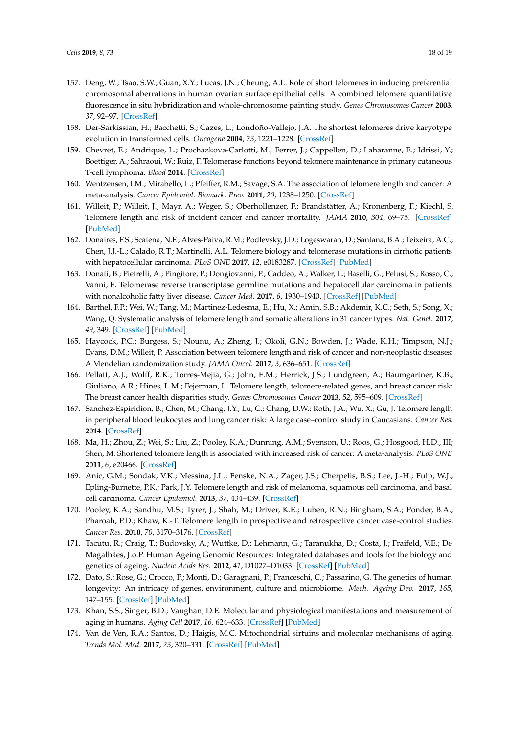157. Deng, W.; Tsao, S.W.; Guan, X.Y.; Lucas, J.N.; Cheung, A.L. Role of short telomeres in inducing preferential chromosomal aberrations in human ovarian surface epithelial cells: A combined telomere quantitative fluorescence in situ hybridization and whole-chromosome painting study. *Genes Chromosomes Cancer* **2003**, *37*, 92–97. [CrossRef]
158. Der-Sarkissian, H.; Bacchetti, S.; Cazes, L.; Londoño-Vallejo, J.A. The shortest telomeres drive karyotype evolution in transformed cells. *Oncogene* **2004**, *23*, 1221–1228. [CrossRef]
159. Chevret, E.; Andrique, L.; Prochazkova-Carlotti, M.; Ferrer, J.; Cappellen, D.; Laharanne, E.; Idrissi, Y.; Boettiger, A.; Sahraoui, W.; Ruiz, F. Telomerase functions beyond telomere maintenance in primary cutaneous T-cell lymphoma. *Blood* **2014**. [CrossRef]
160. Wentzensen, I.M.; Mirabello, L.; Pfeiffer, R.M.; Savage, S.A. The association of telomere length and cancer: A meta-analysis. *Cancer Epidemiol. Biomark. Prev.* **2011**, *20*, 1238–1250. [CrossRef]
161. Willeit, P.; Willeit, J.; Mayr, A.; Weger, S.; Oberhollenzer, F.; Brandstätter, A.; Kronenberg, F.; Kiechl, S. Telomere length and risk of incident cancer and cancer mortality. *JAMA* **2010**, *304*, 69–75. [CrossRef] [PubMed]
162. Donaires, F.S.; Scatena, N.F.; Alves-Paiva, R.M.; Podlevsky, J.D.; Logeswaran, D.; Santana, B.A.; Teixeira, A.C.; Chen, J.J.-L.; Calado, R.T.; Martinelli, A.L. Telomere biology and telomerase mutations in cirrhotic patients with hepatocellular carcinoma. *PLoS ONE* **2017**, *12*, e0183287. [CrossRef] [PubMed]
163. Donati, B.; Pietrelli, A.; Pingitore, P.; Dongiovanni, P.; Caddeo, A.; Walker, L.; Baselli, G.; Pelusi, S.; Rosso, C.; Vanni, E. Telomerase reverse transcriptase germline mutations and hepatocellular carcinoma in patients with nonalcoholic fatty liver disease. *Cancer Med.* **2017**, *6*, 1930–1940. [CrossRef] [PubMed]
164. Barthel, F.P.; Wei, W.; Tang, M.; Martinez-Ledesma, E.; Hu, X.; Amin, S.B.; Akdemir, K.C.; Seth, S.; Song, X.; Wang, Q. Systematic analysis of telomere length and somatic alterations in 31 cancer types. *Nat. Genet.* **2017**, *49*, 349. [CrossRef] [PubMed]
165. Haycock, P.C.; Burgess, S.; Nounu, A.; Zheng, J.; Okoli, G.N.; Bowden, J.; Wade, K.H.; Timpson, N.J.; Evans, D.M.; Willeit, P. Association between telomere length and risk of cancer and non-neoplastic diseases: A Mendelian randomization study. *JAMA Oncol.* **2017**, *3*, 636–651. [CrossRef]
166. Pellatt, A.J.; Wolff, R.K.; Torres-Mejia, G.; John, E.M.; Herrick, J.S.; Lundgreen, A.; Baumgartner, K.B.; Giuliano, A.R.; Hines, L.M.; Fejerman, L. Telomere length, telomere-related genes, and breast cancer risk: The breast cancer health disparities study. *Genes Chromosomes Cancer* **2013**, *52*, 595–609. [CrossRef]
167. Sanchez-Espiridion, B.; Chen, M.; Chang, J.Y.; Lu, C.; Chang, D.W.; Roth, J.A.; Wu, X.; Gu, J. Telomere length in peripheral blood leukocytes and lung cancer risk: A large case–control study in Caucasians. *Cancer Res.* **2014**. [CrossRef]
168. Ma, H.; Zhou, Z.; Wei, S.; Liu, Z.; Pooley, K.A.; Dunning, A.M.; Svenson, U.; Roos, G.; Hosgood, H.D., III; Shen, M. Shortened telomere length is associated with increased risk of cancer: A meta-analysis. *PLoS ONE* **2011**, *6*, e20466. [CrossRef]
169. Anic, G.M.; Sondak, V.K.; Messina, J.L.; Fenske, N.A.; Zager, J.S.; Cherpelis, B.S.; Lee, J.-H.; Fulp, W.J.; Epling-Burnette, P.K.; Park, J.Y. Telomere length and risk of melanoma, squamous cell carcinoma, and basal cell carcinoma. *Cancer Epidemiol.* **2013**, *37*, 434–439. [CrossRef]
170. Pooley, K.A.; Sandhu, M.S.; Tyrer, J.; Shah, M.; Driver, K.E.; Luben, R.N.; Bingham, S.A.; Ponder, B.A.; Pharoah, P.D.; Khaw, K.-T. Telomere length in prospective and retrospective cancer case-control studies. *Cancer Res.* **2010**, *70*, 3170–3176. [CrossRef]
171. Tacutu, R.; Craig, T.; Budovsky, A.; Wuttke, D.; Lehmann, G.; Taranukha, D.; Costa, J.; Fraifeld, V.E.; De Magalhães, J.o.P. Human Ageing Genomic Resources: Integrated databases and tools for the biology and genetics of ageing. *Nucleic Acids Res.* **2012**, *41*, D1027–D1033. [CrossRef] [PubMed]
172. Dato, S.; Rose, G.; Crocco, P.; Monti, D.; Garagnani, P.; Franceschi, C.; Passarino, G. The genetics of human longevity: An intricacy of genes, environment, culture and microbiome. *Mech. Ageing Dev.* **2017**, *165*, 147–155. [CrossRef] [PubMed]
173. Khan, S.S.; Singer, B.D.; Vaughan, D.E. Molecular and physiological manifestations and measurement of aging in humans. *Aging Cell* **2017**, *16*, 624–633. [CrossRef] [PubMed]
174. Van de Ven, R.A.; Santos, D.; Haigis, M.C. Mitochondrial sirtuins and molecular mechanisms of aging. *Trends Mol. Med.* **2017**, *23*, 320–331. [CrossRef] [PubMed]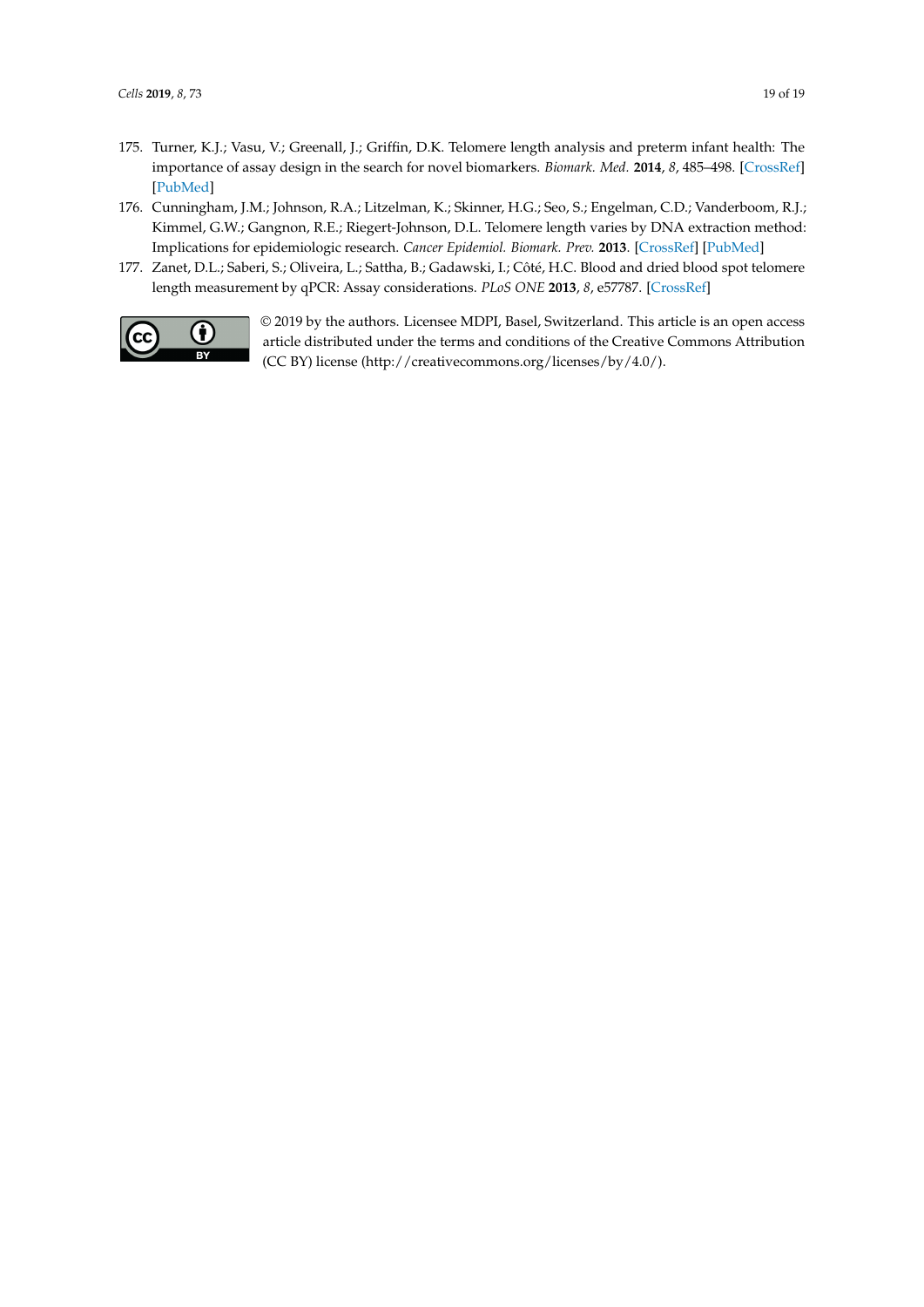175. Turner, K.J.; Vasu, V.; Greenall, J.; Griffin, D.K. Telomere length analysis and preterm infant health: The importance of assay design in the search for novel biomarkers. *Biomark. Med.* **2014**, *8*, 485–498. [CrossRef] [PubMed]
176. Cunningham, J.M.; Johnson, R.A.; Litzelman, K.; Skinner, H.G.; Seo, S.; Engelman, C.D.; Vanderboom, R.J.; Kimmel, G.W.; Gangnon, R.E.; Riegert-Johnson, D.L. Telomere length varies by DNA extraction method: Implications for epidemiologic research. *Cancer Epidemiol. Biomark. Prev.* **2013**. [CrossRef] [PubMed]
177. Zanet, D.L.; Saberi, S.; Oliveira, L.; Sattha, B.; Gadawski, I.; Côté, H.C. Blood and dried blood spot telomere length measurement by qPCR: Assay considerations. *PLoS ONE* **2013**, *8*, e57787. [CrossRef]

© 2019 by the authors. Licensee MDPI, Basel, Switzerland. This article is an open access article distributed under the terms and conditions of the Creative Commons Attribution (CC BY) license (http://creativecommons.org/licenses/by/4.0/).